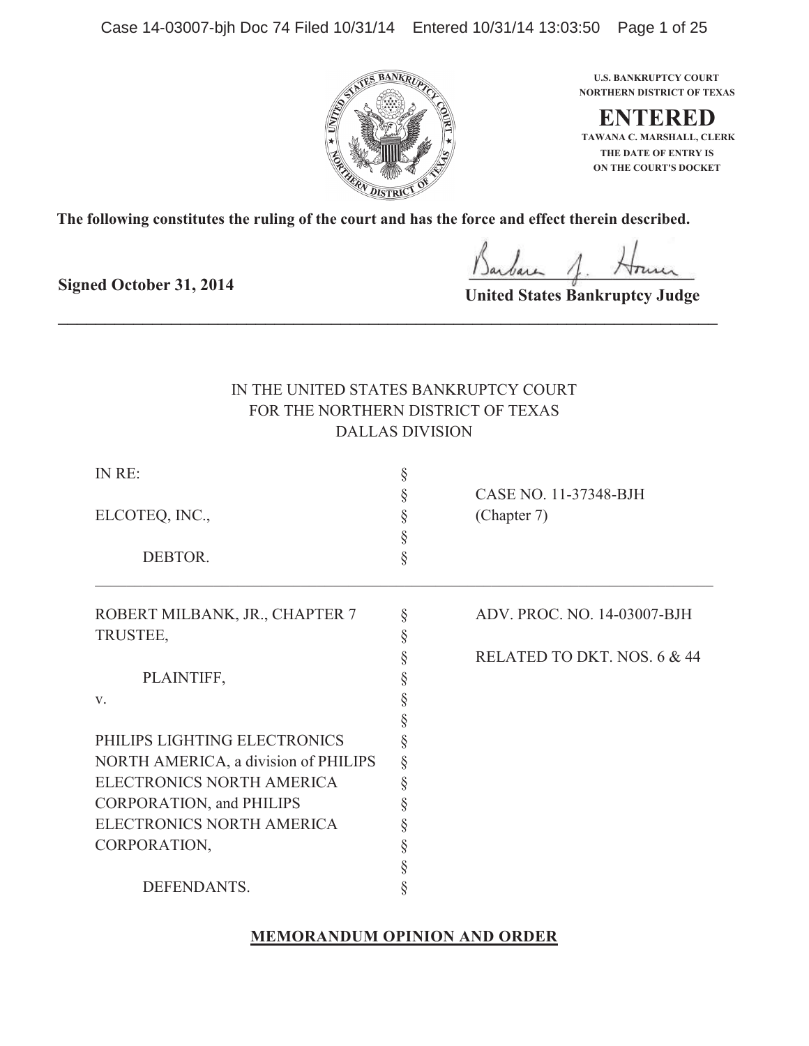U.S. BANKRUPTCY COURT
NORTHERN DISTRICT OF TEXAS

**ENTERED**

TAWANA C. MARSHALL, CLERK
THE DATE OF ENTRY IS
ON THE COURT'S DOCKET

**The following constitutes the ruling of the court and has the force and effect therein described.**

**Signed October 31, 2014**

**United States Bankruptcy Judge**

---

IN THE UNITED STATES BANKRUPTCY COURT
FOR THE NORTHERN DISTRICT OF TEXAS
DALLAS DIVISION

| | | |
|---|---|---|
| IN RE: | § | |
| | § | CASE NO. 11-37348-BJH |
| ELCOTEQ, INC., | § | (Chapter 7) |
| | § | |
| DEBTOR. | § | |

---

| | | |
|---|---|---|
| ROBERT MILBANK, JR., CHAPTER 7 TRUSTEE, | § | ADV. PROC. NO. 14-03007-BJH |
| | § | RELATED TO DKT. NOS. 6 & 44 |
| PLAINTIFF, | § | |
| v. | § | |
| | § | |
| PHILIPS LIGHTING ELECTRONICS NORTH AMERICA, a division of PHILIPS ELECTRONICS NORTH AMERICA CORPORATION, and PHILIPS ELECTRONICS NORTH AMERICA CORPORATION, | § | |
| | § | |
| DEFENDANTS. | § | |

## MEMORANDUM OPINION AND ORDER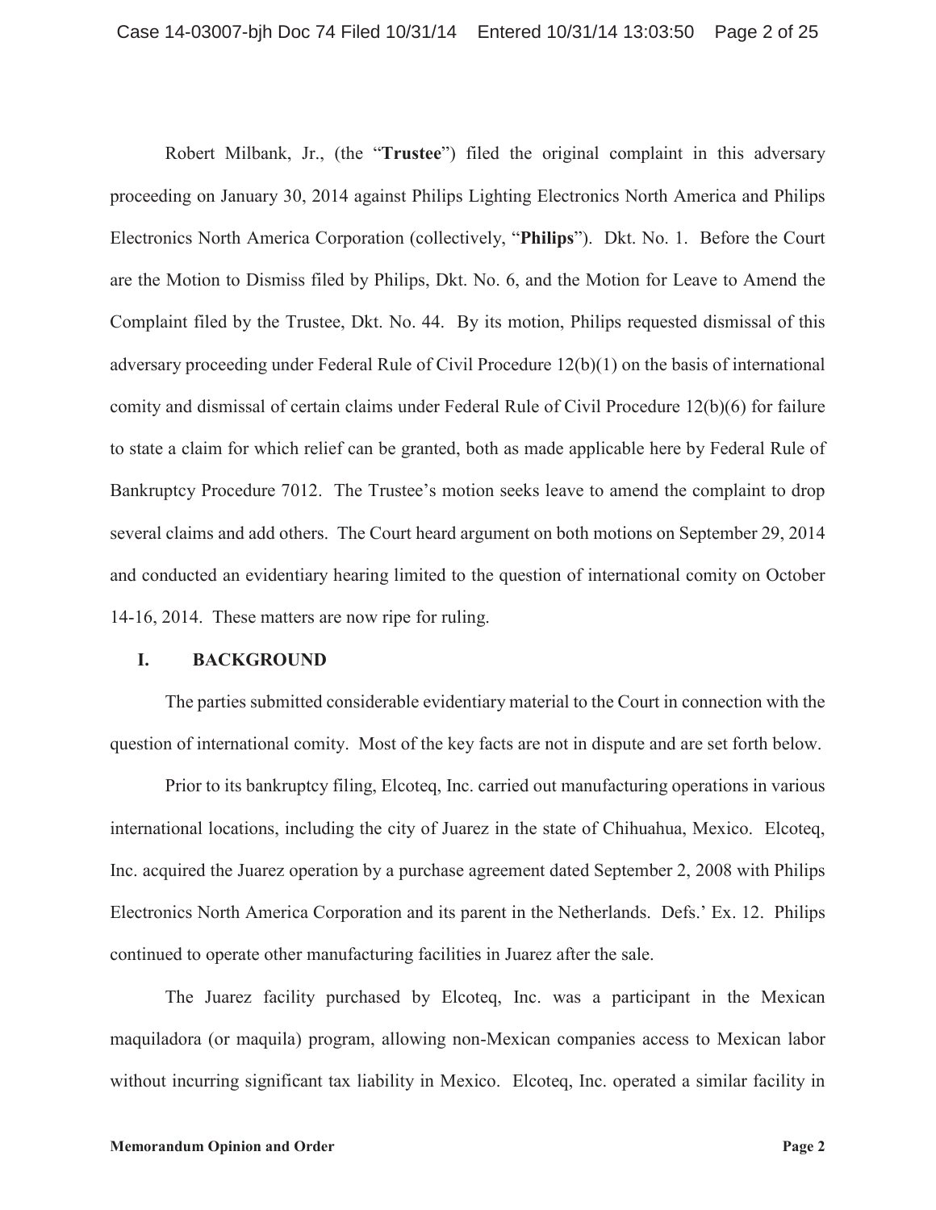Robert Milbank, Jr., (the "**Trustee**") filed the original complaint in this adversary proceeding on January 30, 2014 against Philips Lighting Electronics North America and Philips Electronics North America Corporation (collectively, "**Philips**"). Dkt. No. 1. Before the Court are the Motion to Dismiss filed by Philips, Dkt. No. 6, and the Motion for Leave to Amend the Complaint filed by the Trustee, Dkt. No. 44. By its motion, Philips requested dismissal of this adversary proceeding under Federal Rule of Civil Procedure 12(b)(1) on the basis of international comity and dismissal of certain claims under Federal Rule of Civil Procedure 12(b)(6) for failure to state a claim for which relief can be granted, both as made applicable here by Federal Rule of Bankruptcy Procedure 7012. The Trustee's motion seeks leave to amend the complaint to drop several claims and add others. The Court heard argument on both motions on September 29, 2014 and conducted an evidentiary hearing limited to the question of international comity on October 14-16, 2014. These matters are now ripe for ruling.

## I. BACKGROUND

The parties submitted considerable evidentiary material to the Court in connection with the question of international comity. Most of the key facts are not in dispute and are set forth below.

Prior to its bankruptcy filing, Elcoteq, Inc. carried out manufacturing operations in various international locations, including the city of Juarez in the state of Chihuahua, Mexico. Elcoteq, Inc. acquired the Juarez operation by a purchase agreement dated September 2, 2008 with Philips Electronics North America Corporation and its parent in the Netherlands. Defs.' Ex. 12. Philips continued to operate other manufacturing facilities in Juarez after the sale.

The Juarez facility purchased by Elcoteq, Inc. was a participant in the Mexican maquiladora (or maquila) program, allowing non-Mexican companies access to Mexican labor without incurring significant tax liability in Mexico. Elcoteq, Inc. operated a similar facility in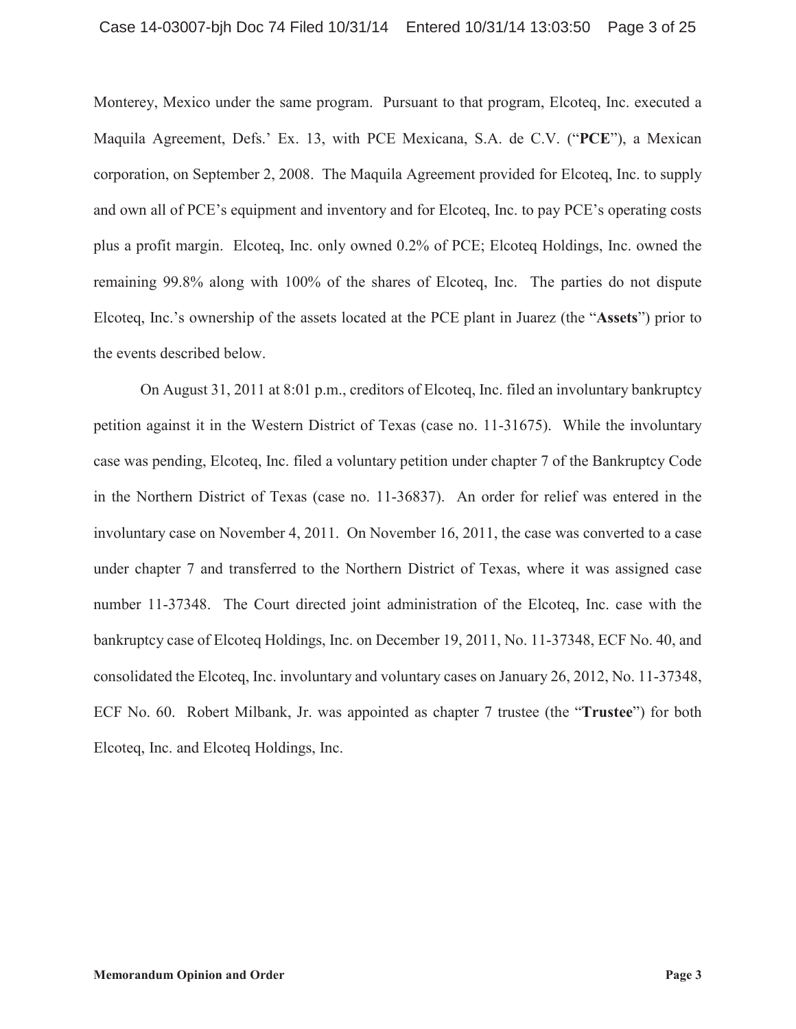Monterey, Mexico under the same program. Pursuant to that program, Elcoteq, Inc. executed a Maquila Agreement, Defs.' Ex. 13, with PCE Mexicana, S.A. de C.V. ("**PCE**"), a Mexican corporation, on September 2, 2008. The Maquila Agreement provided for Elcoteq, Inc. to supply and own all of PCE's equipment and inventory and for Elcoteq, Inc. to pay PCE's operating costs plus a profit margin. Elcoteq, Inc. only owned 0.2% of PCE; Elcoteq Holdings, Inc. owned the remaining 99.8% along with 100% of the shares of Elcoteq, Inc. The parties do not dispute Elcoteq, Inc.'s ownership of the assets located at the PCE plant in Juarez (the "**Assets**") prior to the events described below.

On August 31, 2011 at 8:01 p.m., creditors of Elcoteq, Inc. filed an involuntary bankruptcy petition against it in the Western District of Texas (case no. 11-31675). While the involuntary case was pending, Elcoteq, Inc. filed a voluntary petition under chapter 7 of the Bankruptcy Code in the Northern District of Texas (case no. 11-36837). An order for relief was entered in the involuntary case on November 4, 2011. On November 16, 2011, the case was converted to a case under chapter 7 and transferred to the Northern District of Texas, where it was assigned case number 11-37348. The Court directed joint administration of the Elcoteq, Inc. case with the bankruptcy case of Elcoteq Holdings, Inc. on December 19, 2011, No. 11-37348, ECF No. 40, and consolidated the Elcoteq, Inc. involuntary and voluntary cases on January 26, 2012, No. 11-37348, ECF No. 60. Robert Milbank, Jr. was appointed as chapter 7 trustee (the "**Trustee**") for both Elcoteq, Inc. and Elcoteq Holdings, Inc.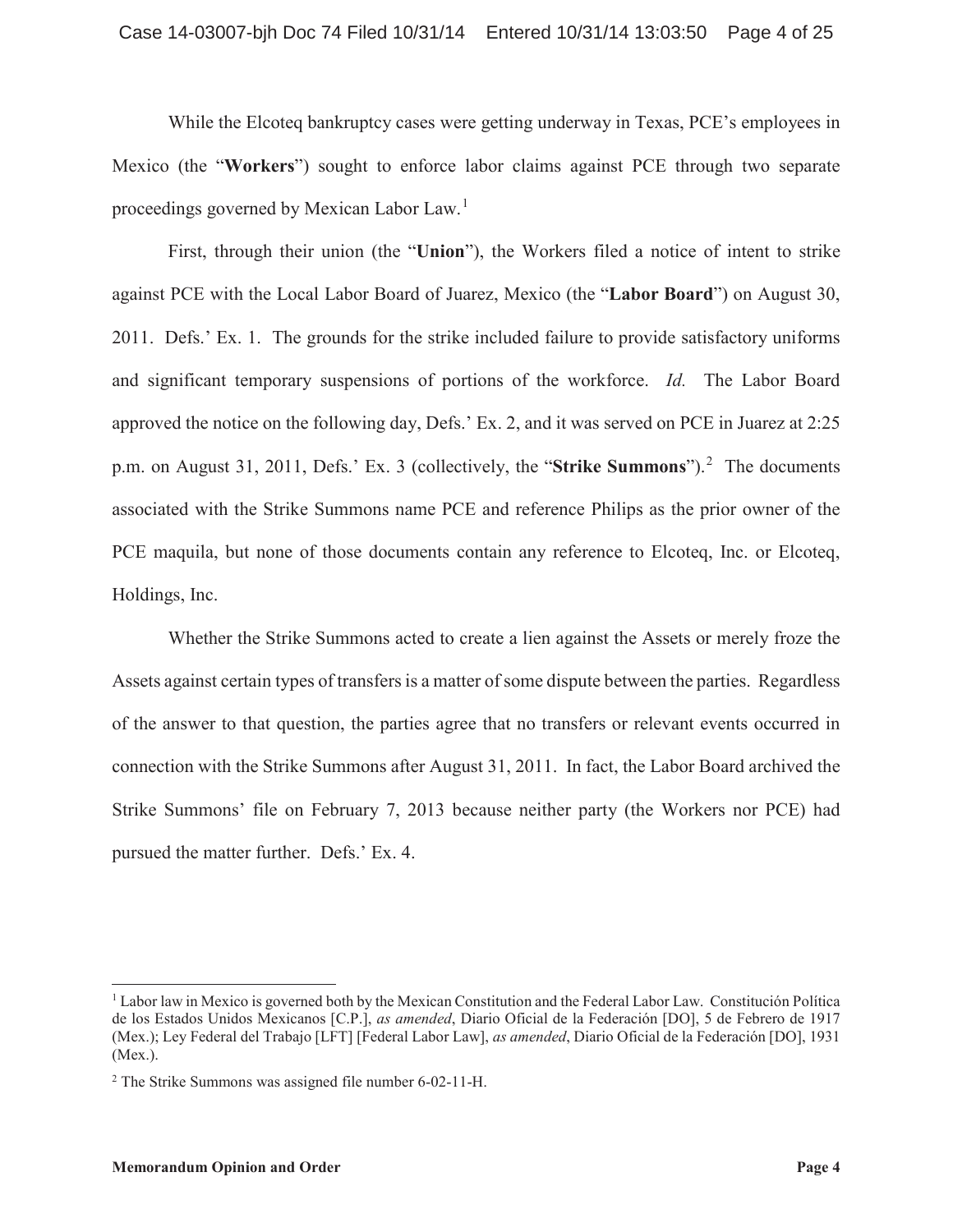While the Elcoteq bankruptcy cases were getting underway in Texas, PCE's employees in Mexico (the "**Workers**") sought to enforce labor claims against PCE through two separate proceedings governed by Mexican Labor Law.[1]

First, through their union (the "**Union**"), the Workers filed a notice of intent to strike against PCE with the Local Labor Board of Juarez, Mexico (the "**Labor Board**") on August 30, 2011. Defs.' Ex. 1. The grounds for the strike included failure to provide satisfactory uniforms and significant temporary suspensions of portions of the workforce. *Id.* The Labor Board approved the notice on the following day, Defs.' Ex. 2, and it was served on PCE in Juarez at 2:25 p.m. on August 31, 2011, Defs.' Ex. 3 (collectively, the "**Strike Summons**").[2] The documents associated with the Strike Summons name PCE and reference Philips as the prior owner of the PCE maquila, but none of those documents contain any reference to Elcoteq, Inc. or Elcoteq, Holdings, Inc.

Whether the Strike Summons acted to create a lien against the Assets or merely froze the Assets against certain types of transfers is a matter of some dispute between the parties. Regardless of the answer to that question, the parties agree that no transfers or relevant events occurred in connection with the Strike Summons after August 31, 2011. In fact, the Labor Board archived the Strike Summons' file on February 7, 2013 because neither party (the Workers nor PCE) had pursued the matter further. Defs.' Ex. 4.

---

[1] Labor law in Mexico is governed both by the Mexican Constitution and the Federal Labor Law. Constitución Política de los Estados Unidos Mexicanos [C.P.], *as amended*, Diario Oficial de la Federación [DO], 5 de Febrero de 1917 (Mex.); Ley Federal del Trabajo [LFT] [Federal Labor Law], *as amended*, Diario Oficial de la Federación [DO], 1931 (Mex.).

[2] The Strike Summons was assigned file number 6-02-11-H.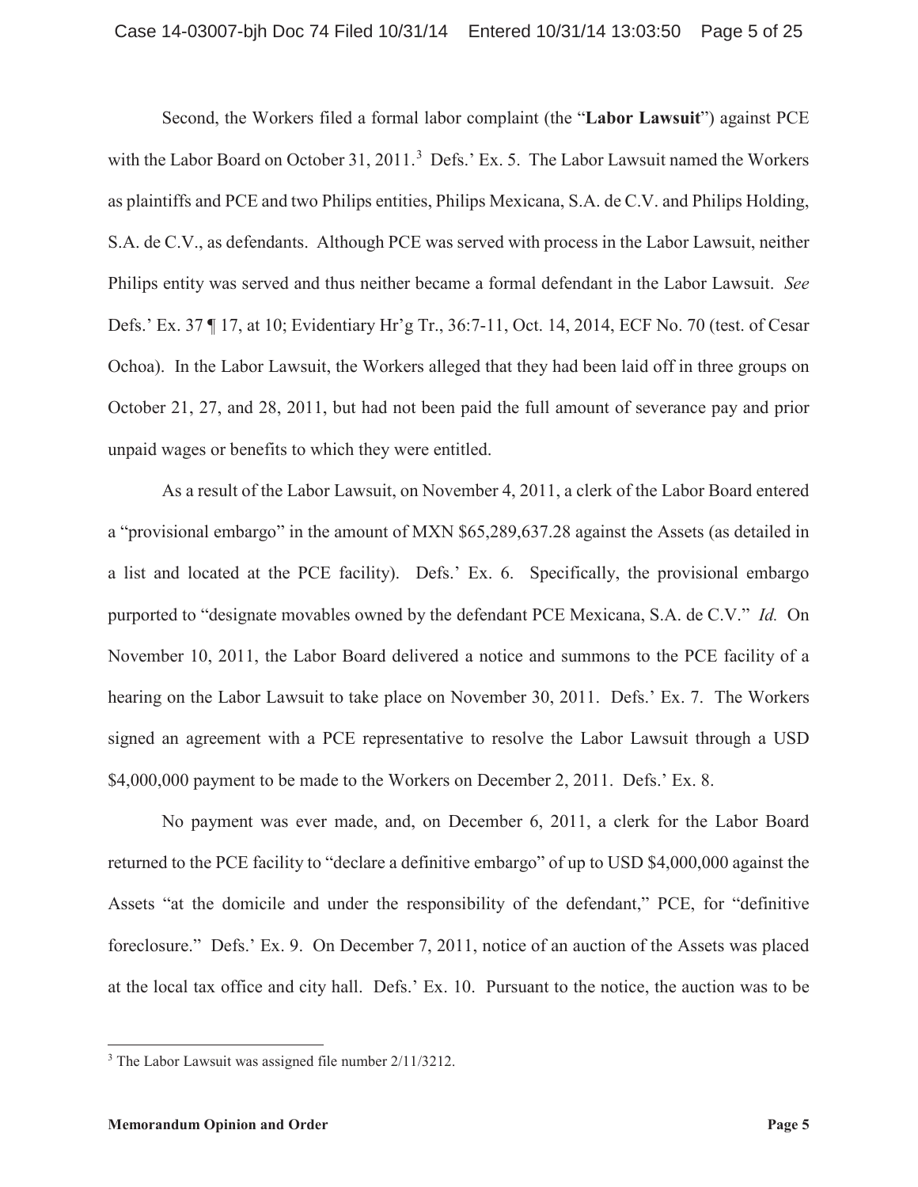Second, the Workers filed a formal labor complaint (the "**Labor Lawsuit**") against PCE with the Labor Board on October 31, 2011.[3] Defs.' Ex. 5. The Labor Lawsuit named the Workers as plaintiffs and PCE and two Philips entities, Philips Mexicana, S.A. de C.V. and Philips Holding, S.A. de C.V., as defendants. Although PCE was served with process in the Labor Lawsuit, neither Philips entity was served and thus neither became a formal defendant in the Labor Lawsuit. *See* Defs.' Ex. 37 ¶ 17, at 10; Evidentiary Hr'g Tr., 36:7-11, Oct. 14, 2014, ECF No. 70 (test. of Cesar Ochoa). In the Labor Lawsuit, the Workers alleged that they had been laid off in three groups on October 21, 27, and 28, 2011, but had not been paid the full amount of severance pay and prior unpaid wages or benefits to which they were entitled.

As a result of the Labor Lawsuit, on November 4, 2011, a clerk of the Labor Board entered a "provisional embargo" in the amount of MXN $65,289,637.28 against the Assets (as detailed in a list and located at the PCE facility). Defs.' Ex. 6. Specifically, the provisional embargo purported to "designate movables owned by the defendant PCE Mexicana, S.A. de C.V." *Id.* On November 10, 2011, the Labor Board delivered a notice and summons to the PCE facility of a hearing on the Labor Lawsuit to take place on November 30, 2011. Defs.' Ex. 7. The Workers signed an agreement with a PCE representative to resolve the Labor Lawsuit through a USD $4,000,000 payment to be made to the Workers on December 2, 2011. Defs.' Ex. 8.

No payment was ever made, and, on December 6, 2011, a clerk for the Labor Board returned to the PCE facility to "declare a definitive embargo" of up to USD $4,000,000 against the Assets "at the domicile and under the responsibility of the defendant," PCE, for "definitive foreclosure." Defs.' Ex. 9. On December 7, 2011, notice of an auction of the Assets was placed at the local tax office and city hall. Defs.' Ex. 10. Pursuant to the notice, the auction was to be

---

[3] The Labor Lawsuit was assigned file number 2/11/3212.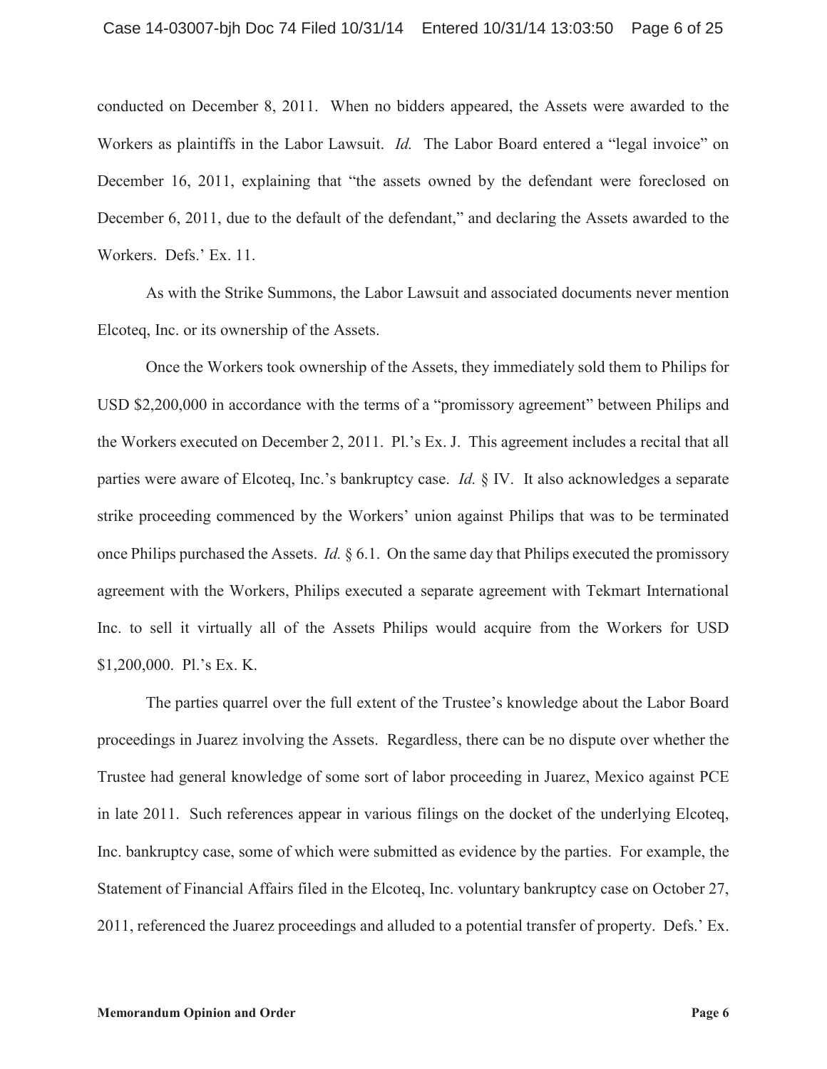conducted on December 8, 2011. When no bidders appeared, the Assets were awarded to the Workers as plaintiffs in the Labor Lawsuit. *Id.* The Labor Board entered a "legal invoice" on December 16, 2011, explaining that "the assets owned by the defendant were foreclosed on December 6, 2011, due to the default of the defendant," and declaring the Assets awarded to the Workers. Defs.' Ex. 11.

As with the Strike Summons, the Labor Lawsuit and associated documents never mention Elcoteq, Inc. or its ownership of the Assets.

Once the Workers took ownership of the Assets, they immediately sold them to Philips for USD $2,200,000 in accordance with the terms of a "promissory agreement" between Philips and the Workers executed on December 2, 2011. Pl.'s Ex. J. This agreement includes a recital that all parties were aware of Elcoteq, Inc.'s bankruptcy case. *Id.* § IV. It also acknowledges a separate strike proceeding commenced by the Workers' union against Philips that was to be terminated once Philips purchased the Assets. *Id.* § 6.1. On the same day that Philips executed the promissory agreement with the Workers, Philips executed a separate agreement with Tekmart International Inc. to sell it virtually all of the Assets Philips would acquire from the Workers for USD $1,200,000. Pl.'s Ex. K.

The parties quarrel over the full extent of the Trustee's knowledge about the Labor Board proceedings in Juarez involving the Assets. Regardless, there can be no dispute over whether the Trustee had general knowledge of some sort of labor proceeding in Juarez, Mexico against PCE in late 2011. Such references appear in various filings on the docket of the underlying Elcoteq, Inc. bankruptcy case, some of which were submitted as evidence by the parties. For example, the Statement of Financial Affairs filed in the Elcoteq, Inc. voluntary bankruptcy case on October 27, 2011, referenced the Juarez proceedings and alluded to a potential transfer of property. Defs.' Ex.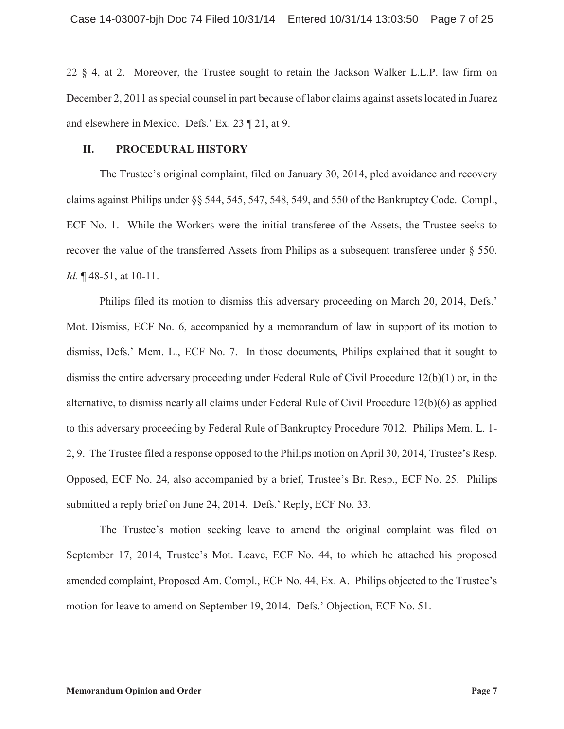22 § 4, at 2. Moreover, the Trustee sought to retain the Jackson Walker L.L.P. law firm on December 2, 2011 as special counsel in part because of labor claims against assets located in Juarez and elsewhere in Mexico. Defs.' Ex. 23 ¶ 21, at 9.

## II. PROCEDURAL HISTORY

The Trustee's original complaint, filed on January 30, 2014, pled avoidance and recovery claims against Philips under §§ 544, 545, 547, 548, 549, and 550 of the Bankruptcy Code. Compl., ECF No. 1. While the Workers were the initial transferee of the Assets, the Trustee seeks to recover the value of the transferred Assets from Philips as a subsequent transferee under § 550. *Id.* ¶ 48-51, at 10-11.

Philips filed its motion to dismiss this adversary proceeding on March 20, 2014, Defs.' Mot. Dismiss, ECF No. 6, accompanied by a memorandum of law in support of its motion to dismiss, Defs.' Mem. L., ECF No. 7. In those documents, Philips explained that it sought to dismiss the entire adversary proceeding under Federal Rule of Civil Procedure 12(b)(1) or, in the alternative, to dismiss nearly all claims under Federal Rule of Civil Procedure 12(b)(6) as applied to this adversary proceeding by Federal Rule of Bankruptcy Procedure 7012. Philips Mem. L. 1-2, 9. The Trustee filed a response opposed to the Philips motion on April 30, 2014, Trustee's Resp. Opposed, ECF No. 24, also accompanied by a brief, Trustee's Br. Resp., ECF No. 25. Philips submitted a reply brief on June 24, 2014. Defs.' Reply, ECF No. 33.

The Trustee's motion seeking leave to amend the original complaint was filed on September 17, 2014, Trustee's Mot. Leave, ECF No. 44, to which he attached his proposed amended complaint, Proposed Am. Compl., ECF No. 44, Ex. A. Philips objected to the Trustee's motion for leave to amend on September 19, 2014. Defs.' Objection, ECF No. 51.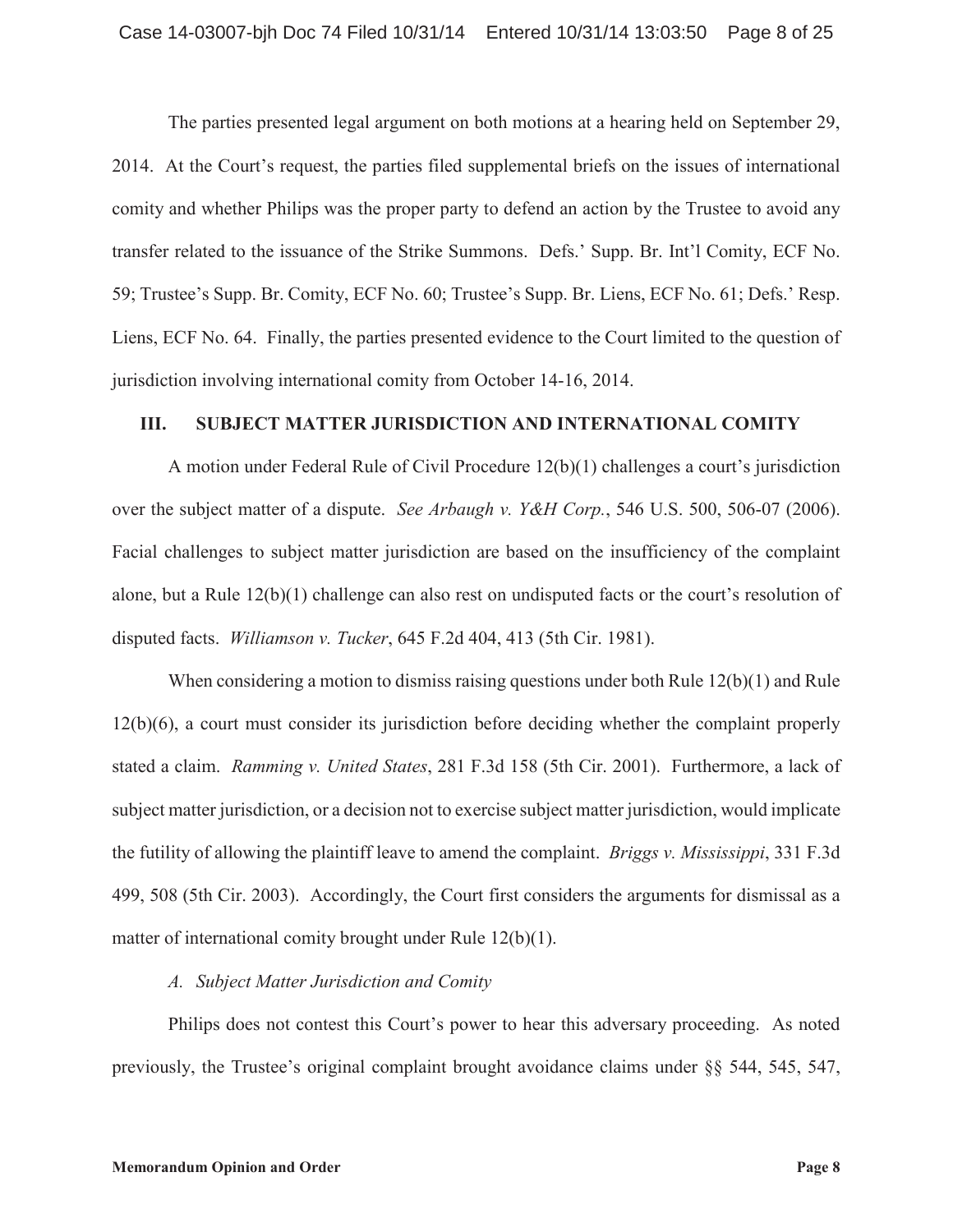The parties presented legal argument on both motions at a hearing held on September 29, 2014. At the Court's request, the parties filed supplemental briefs on the issues of international comity and whether Philips was the proper party to defend an action by the Trustee to avoid any transfer related to the issuance of the Strike Summons. Defs.' Supp. Br. Int'l Comity, ECF No. 59; Trustee's Supp. Br. Comity, ECF No. 60; Trustee's Supp. Br. Liens, ECF No. 61; Defs.' Resp. Liens, ECF No. 64. Finally, the parties presented evidence to the Court limited to the question of jurisdiction involving international comity from October 14-16, 2014.

## III. SUBJECT MATTER JURISDICTION AND INTERNATIONAL COMITY

A motion under Federal Rule of Civil Procedure 12(b)(1) challenges a court's jurisdiction over the subject matter of a dispute. *See Arbaugh v. Y&H Corp.*, 546 U.S. 500, 506-07 (2006). Facial challenges to subject matter jurisdiction are based on the insufficiency of the complaint alone, but a Rule 12(b)(1) challenge can also rest on undisputed facts or the court's resolution of disputed facts. *Williamson v. Tucker*, 645 F.2d 404, 413 (5th Cir. 1981).

When considering a motion to dismiss raising questions under both Rule 12(b)(1) and Rule 12(b)(6), a court must consider its jurisdiction before deciding whether the complaint properly stated a claim. *Ramming v. United States*, 281 F.3d 158 (5th Cir. 2001). Furthermore, a lack of subject matter jurisdiction, or a decision not to exercise subject matter jurisdiction, would implicate the futility of allowing the plaintiff leave to amend the complaint. *Briggs v. Mississippi*, 331 F.3d 499, 508 (5th Cir. 2003). Accordingly, the Court first considers the arguments for dismissal as a matter of international comity brought under Rule 12(b)(1).

### *A. Subject Matter Jurisdiction and Comity*

Philips does not contest this Court's power to hear this adversary proceeding. As noted previously, the Trustee's original complaint brought avoidance claims under §§ 544, 545, 547,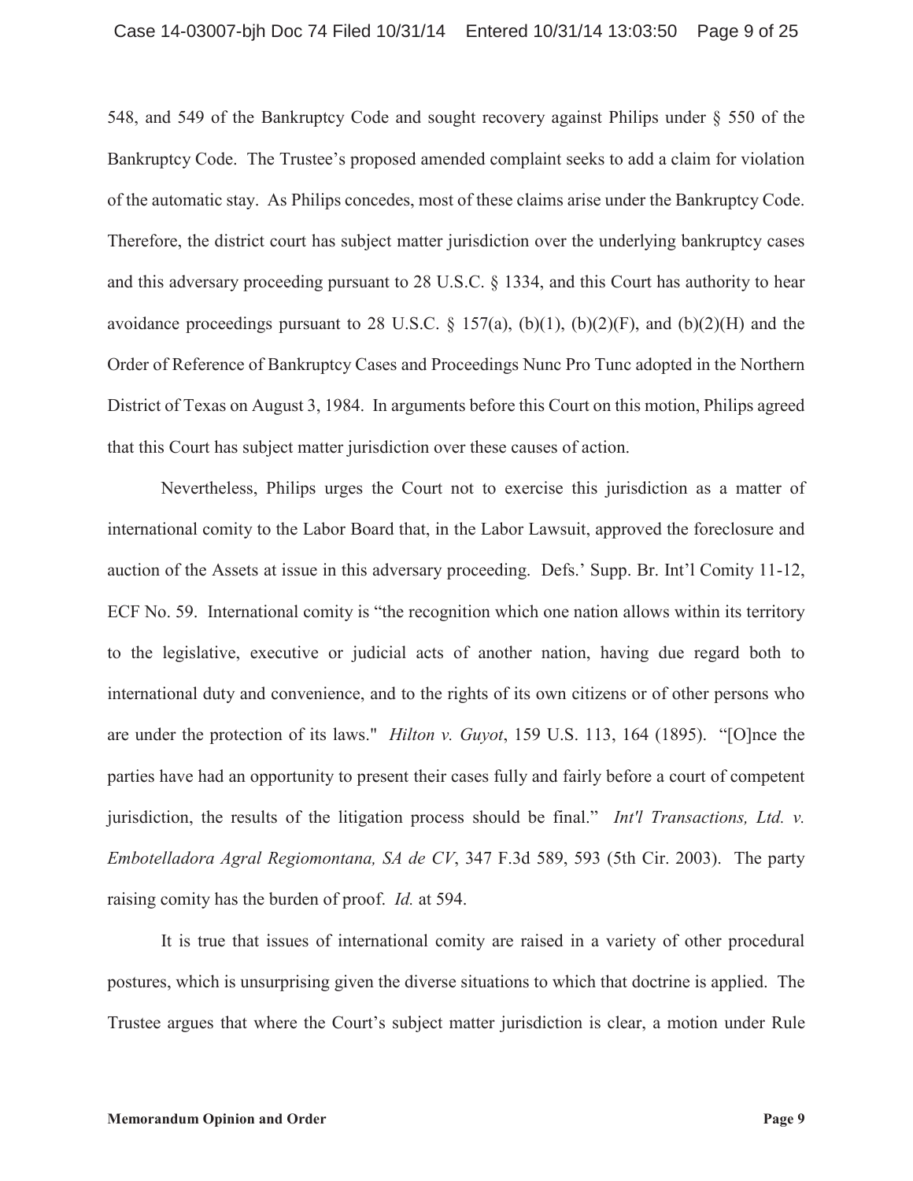548, and 549 of the Bankruptcy Code and sought recovery against Philips under § 550 of the Bankruptcy Code. The Trustee's proposed amended complaint seeks to add a claim for violation of the automatic stay. As Philips concedes, most of these claims arise under the Bankruptcy Code. Therefore, the district court has subject matter jurisdiction over the underlying bankruptcy cases and this adversary proceeding pursuant to 28 U.S.C. § 1334, and this Court has authority to hear avoidance proceedings pursuant to 28 U.S.C. § 157(a), (b)(1), (b)(2)(F), and (b)(2)(H) and the Order of Reference of Bankruptcy Cases and Proceedings Nunc Pro Tunc adopted in the Northern District of Texas on August 3, 1984. In arguments before this Court on this motion, Philips agreed that this Court has subject matter jurisdiction over these causes of action.

Nevertheless, Philips urges the Court not to exercise this jurisdiction as a matter of international comity to the Labor Board that, in the Labor Lawsuit, approved the foreclosure and auction of the Assets at issue in this adversary proceeding. Defs.' Supp. Br. Int'l Comity 11-12, ECF No. 59. International comity is "the recognition which one nation allows within its territory to the legislative, executive or judicial acts of another nation, having due regard both to international duty and convenience, and to the rights of its own citizens or of other persons who are under the protection of its laws." *Hilton v. Guyot*, 159 U.S. 113, 164 (1895). "[O]nce the parties have had an opportunity to present their cases fully and fairly before a court of competent jurisdiction, the results of the litigation process should be final." *Int'l Transactions, Ltd. v. Embotelladora Agral Regiomontana, SA de CV*, 347 F.3d 589, 593 (5th Cir. 2003). The party raising comity has the burden of proof. *Id.* at 594.

It is true that issues of international comity are raised in a variety of other procedural postures, which is unsurprising given the diverse situations to which that doctrine is applied. The Trustee argues that where the Court's subject matter jurisdiction is clear, a motion under Rule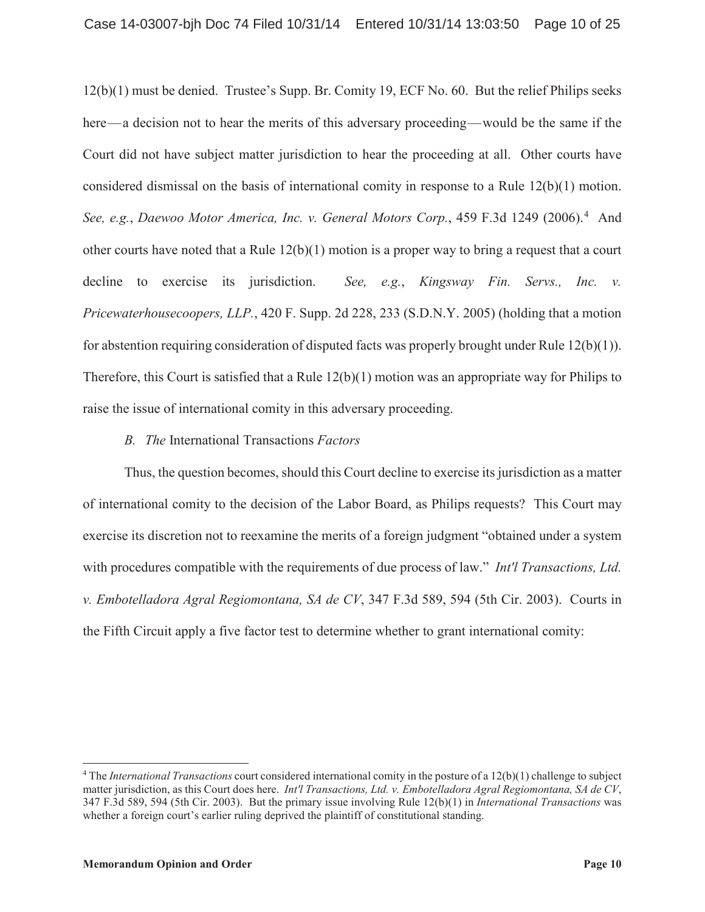12(b)(1) must be denied. Trustee's Supp. Br. Comity 19, ECF No. 60. But the relief Philips seeks here—a decision not to hear the merits of this adversary proceeding—would be the same if the Court did not have subject matter jurisdiction to hear the proceeding at all. Other courts have considered dismissal on the basis of international comity in response to a Rule 12(b)(1) motion. *See, e.g.*, *Daewoo Motor America, Inc. v. General Motors Corp.*, 459 F.3d 1249 (2006).[4] And other courts have noted that a Rule 12(b)(1) motion is a proper way to bring a request that a court decline to exercise its jurisdiction. *See, e.g.*, *Kingsway Fin. Servs., Inc. v. Pricewaterhousecoopers, LLP.*, 420 F. Supp. 2d 228, 233 (S.D.N.Y. 2005) (holding that a motion for abstention requiring consideration of disputed facts was properly brought under Rule 12(b)(1)). Therefore, this Court is satisfied that a Rule 12(b)(1) motion was an appropriate way for Philips to raise the issue of international comity in this adversary proceeding.

*B. The* International Transactions *Factors*

Thus, the question becomes, should this Court decline to exercise its jurisdiction as a matter of international comity to the decision of the Labor Board, as Philips requests? This Court may exercise its discretion not to reexamine the merits of a foreign judgment "obtained under a system with procedures compatible with the requirements of due process of law." *Int'l Transactions, Ltd. v. Embotelladora Agral Regiomontana, SA de CV*, 347 F.3d 589, 594 (5th Cir. 2003). Courts in the Fifth Circuit apply a five factor test to determine whether to grant international comity:

---

[4] The *International Transactions* court considered international comity in the posture of a 12(b)(1) challenge to subject matter jurisdiction, as this Court does here. *Int'l Transactions, Ltd. v. Embotelladora Agral Regiomontana, SA de CV*, 347 F.3d 589, 594 (5th Cir. 2003). But the primary issue involving Rule 12(b)(1) in *International Transactions* was whether a foreign court's earlier ruling deprived the plaintiff of constitutional standing.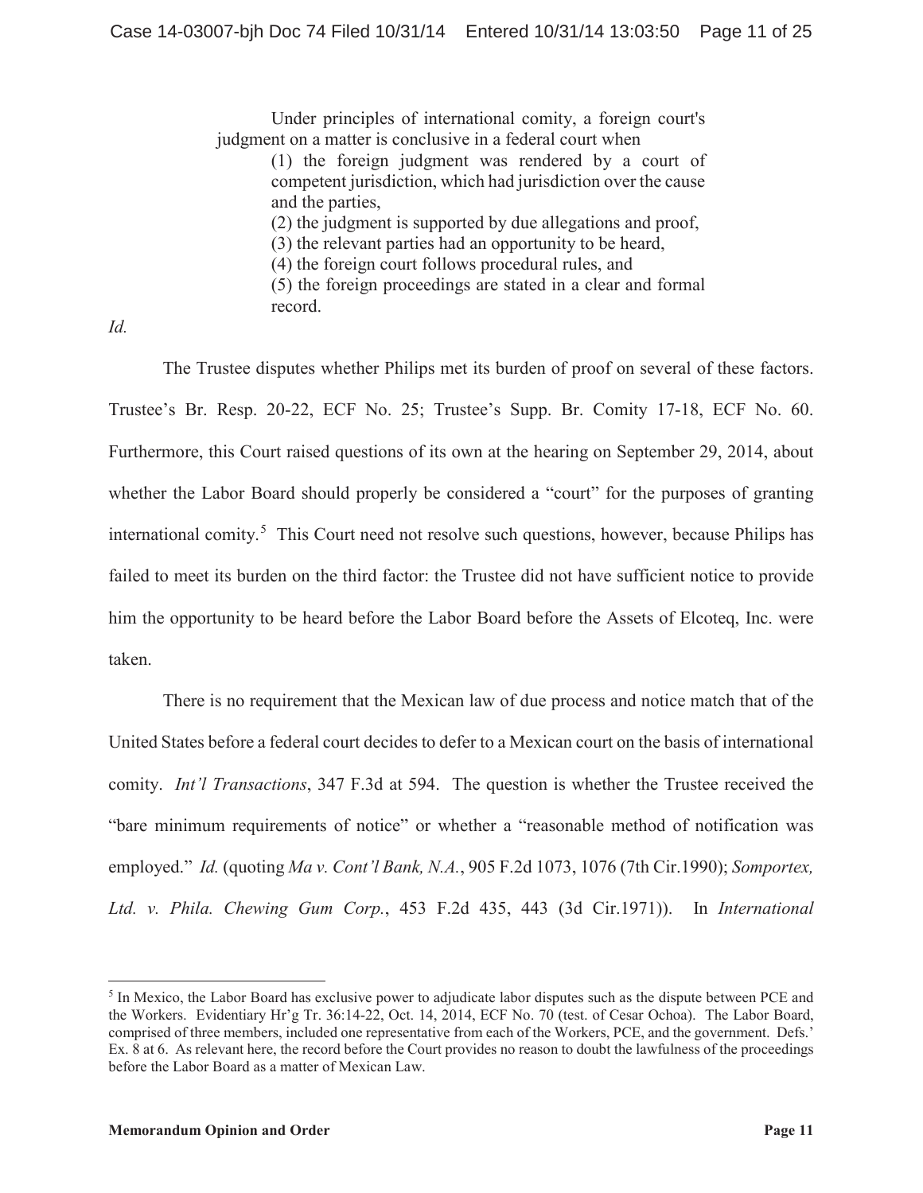> Under principles of international comity, a foreign court's judgment on a matter is conclusive in a federal court when
>
> > (1) the foreign judgment was rendered by a court of competent jurisdiction, which had jurisdiction over the cause and the parties,
> > (2) the judgment is supported by due allegations and proof,
> > (3) the relevant parties had an opportunity to be heard,
> > (4) the foreign court follows procedural rules, and
> > (5) the foreign proceedings are stated in a clear and formal record.

*Id.*

The Trustee disputes whether Philips met its burden of proof on several of these factors. Trustee's Br. Resp. 20-22, ECF No. 25; Trustee's Supp. Br. Comity 17-18, ECF No. 60. Furthermore, this Court raised questions of its own at the hearing on September 29, 2014, about whether the Labor Board should properly be considered a "court" for the purposes of granting international comity.[5] This Court need not resolve such questions, however, because Philips has failed to meet its burden on the third factor: the Trustee did not have sufficient notice to provide him the opportunity to be heard before the Labor Board before the Assets of Elcoteq, Inc. were taken.

There is no requirement that the Mexican law of due process and notice match that of the United States before a federal court decides to defer to a Mexican court on the basis of international comity. *Int'l Transactions*, 347 F.3d at 594. The question is whether the Trustee received the "bare minimum requirements of notice" or whether a "reasonable method of notification was employed." *Id.* (quoting *Ma v. Cont'l Bank, N.A.*, 905 F.2d 1073, 1076 (7th Cir.1990); *Somportex, Ltd. v. Phila. Chewing Gum Corp.*, 453 F.2d 435, 443 (3d Cir.1971)). In *International*

---

[5] In Mexico, the Labor Board has exclusive power to adjudicate labor disputes such as the dispute between PCE and the Workers. Evidentiary Hr'g Tr. 36:14-22, Oct. 14, 2014, ECF No. 70 (test. of Cesar Ochoa). The Labor Board, comprised of three members, included one representative from each of the Workers, PCE, and the government. Defs.' Ex. 8 at 6. As relevant here, the record before the Court provides no reason to doubt the lawfulness of the proceedings before the Labor Board as a matter of Mexican Law.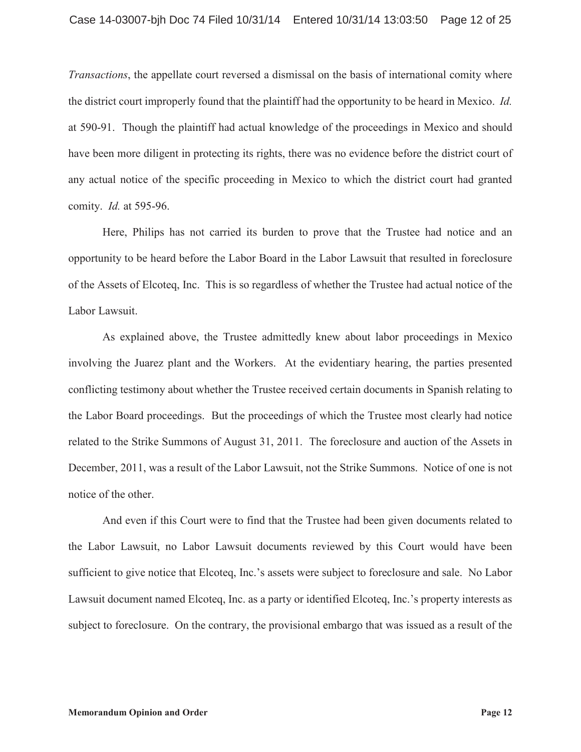*Transactions*, the appellate court reversed a dismissal on the basis of international comity where the district court improperly found that the plaintiff had the opportunity to be heard in Mexico. *Id.* at 590-91. Though the plaintiff had actual knowledge of the proceedings in Mexico and should have been more diligent in protecting its rights, there was no evidence before the district court of any actual notice of the specific proceeding in Mexico to which the district court had granted comity. *Id.* at 595-96.

Here, Philips has not carried its burden to prove that the Trustee had notice and an opportunity to be heard before the Labor Board in the Labor Lawsuit that resulted in foreclosure of the Assets of Elcoteq, Inc. This is so regardless of whether the Trustee had actual notice of the Labor Lawsuit.

As explained above, the Trustee admittedly knew about labor proceedings in Mexico involving the Juarez plant and the Workers. At the evidentiary hearing, the parties presented conflicting testimony about whether the Trustee received certain documents in Spanish relating to the Labor Board proceedings. But the proceedings of which the Trustee most clearly had notice related to the Strike Summons of August 31, 2011. The foreclosure and auction of the Assets in December, 2011, was a result of the Labor Lawsuit, not the Strike Summons. Notice of one is not notice of the other.

And even if this Court were to find that the Trustee had been given documents related to the Labor Lawsuit, no Labor Lawsuit documents reviewed by this Court would have been sufficient to give notice that Elcoteq, Inc.'s assets were subject to foreclosure and sale. No Labor Lawsuit document named Elcoteq, Inc. as a party or identified Elcoteq, Inc.'s property interests as subject to foreclosure. On the contrary, the provisional embargo that was issued as a result of the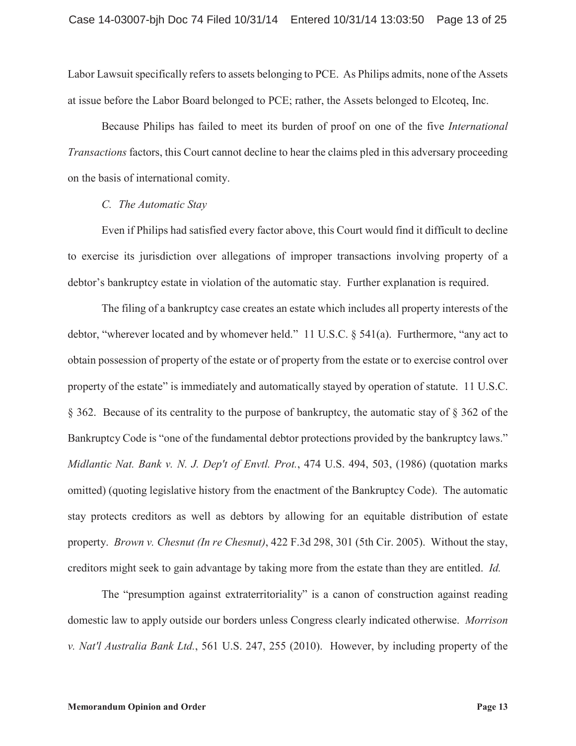Labor Lawsuit specifically refers to assets belonging to PCE. As Philips admits, none of the Assets at issue before the Labor Board belonged to PCE; rather, the Assets belonged to Elcoteq, Inc.

Because Philips has failed to meet its burden of proof on one of the five *International Transactions* factors, this Court cannot decline to hear the claims pled in this adversary proceeding on the basis of international comity.

*C. The Automatic Stay*

Even if Philips had satisfied every factor above, this Court would find it difficult to decline to exercise its jurisdiction over allegations of improper transactions involving property of a debtor's bankruptcy estate in violation of the automatic stay. Further explanation is required.

The filing of a bankruptcy case creates an estate which includes all property interests of the debtor, "wherever located and by whomever held." 11 U.S.C. § 541(a). Furthermore, "any act to obtain possession of property of the estate or of property from the estate or to exercise control over property of the estate" is immediately and automatically stayed by operation of statute. 11 U.S.C. § 362. Because of its centrality to the purpose of bankruptcy, the automatic stay of § 362 of the Bankruptcy Code is "one of the fundamental debtor protections provided by the bankruptcy laws." *Midlantic Nat. Bank v. N. J. Dep't of Envtl. Prot.*, 474 U.S. 494, 503, (1986) (quotation marks omitted) (quoting legislative history from the enactment of the Bankruptcy Code). The automatic stay protects creditors as well as debtors by allowing for an equitable distribution of estate property. *Brown v. Chesnut (In re Chesnut)*, 422 F.3d 298, 301 (5th Cir. 2005). Without the stay, creditors might seek to gain advantage by taking more from the estate than they are entitled. *Id.*

The "presumption against extraterritoriality" is a canon of construction against reading domestic law to apply outside our borders unless Congress clearly indicated otherwise. *Morrison v. Nat'l Australia Bank Ltd.*, 561 U.S. 247, 255 (2010). However, by including property of the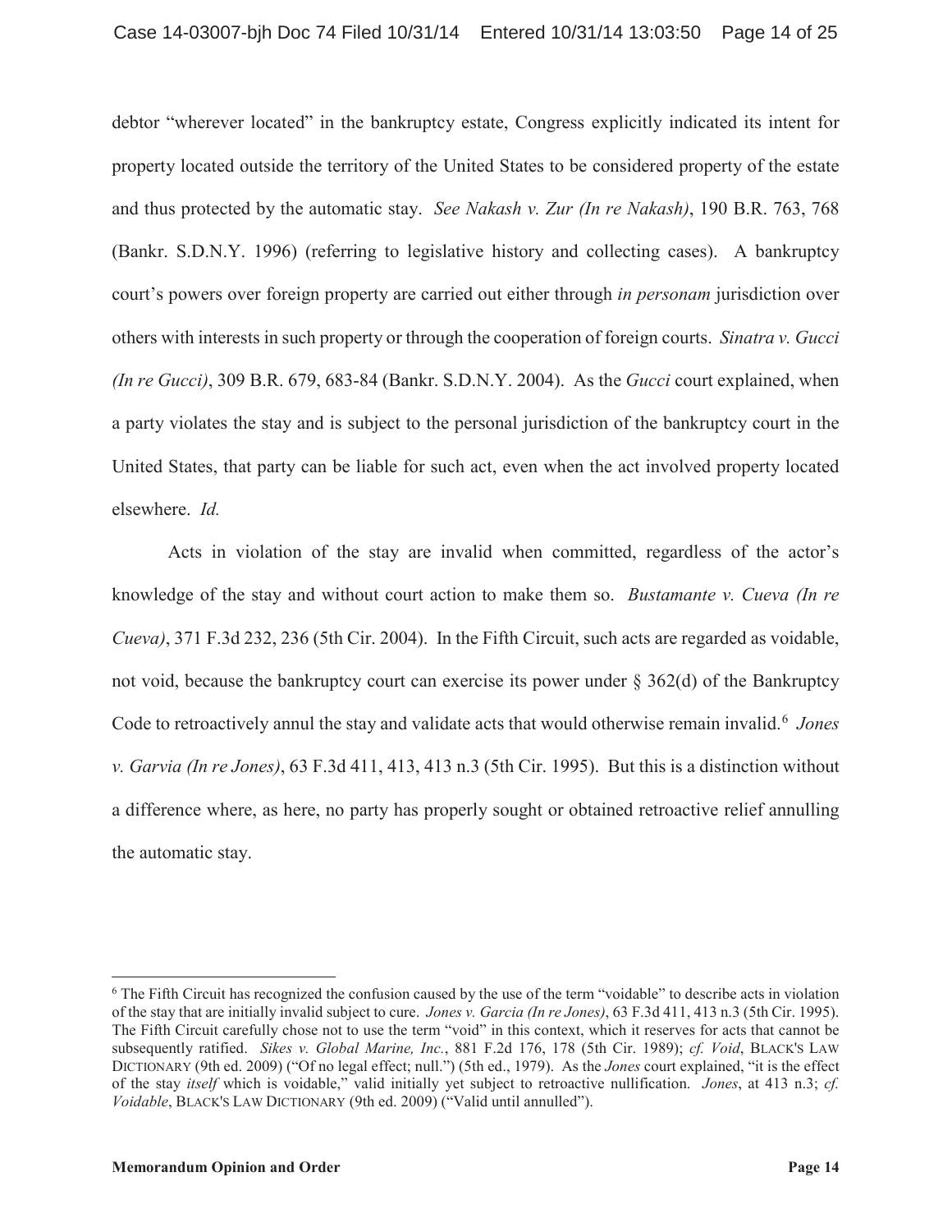debtor "wherever located" in the bankruptcy estate, Congress explicitly indicated its intent for property located outside the territory of the United States to be considered property of the estate and thus protected by the automatic stay. *See Nakash v. Zur (In re Nakash)*, 190 B.R. 763, 768 (Bankr. S.D.N.Y. 1996) (referring to legislative history and collecting cases). A bankruptcy court's powers over foreign property are carried out either through *in personam* jurisdiction over others with interests in such property or through the cooperation of foreign courts. *Sinatra v. Gucci (In re Gucci)*, 309 B.R. 679, 683-84 (Bankr. S.D.N.Y. 2004). As the *Gucci* court explained, when a party violates the stay and is subject to the personal jurisdiction of the bankruptcy court in the United States, that party can be liable for such act, even when the act involved property located elsewhere. *Id.*

Acts in violation of the stay are invalid when committed, regardless of the actor's knowledge of the stay and without court action to make them so. *Bustamante v. Cueva (In re Cueva)*, 371 F.3d 232, 236 (5th Cir. 2004). In the Fifth Circuit, such acts are regarded as voidable, not void, because the bankruptcy court can exercise its power under § 362(d) of the Bankruptcy Code to retroactively annul the stay and validate acts that would otherwise remain invalid.[6] *Jones v. Garvia (In re Jones)*, 63 F.3d 411, 413, 413 n.3 (5th Cir. 1995). But this is a distinction without a difference where, as here, no party has properly sought or obtained retroactive relief annulling the automatic stay.

---

[6] The Fifth Circuit has recognized the confusion caused by the use of the term "voidable" to describe acts in violation of the stay that are initially invalid subject to cure. *Jones v. Garcia (In re Jones)*, 63 F.3d 411, 413 n.3 (5th Cir. 1995). The Fifth Circuit carefully chose not to use the term "void" in this context, which it reserves for acts that cannot be subsequently ratified. *Sikes v. Global Marine, Inc.*, 881 F.2d 176, 178 (5th Cir. 1989); *cf. Void*, BLACK'S LAW DICTIONARY (9th ed. 2009) ("Of no legal effect; null.") (5th ed., 1979). As the *Jones* court explained, "it is the effect of the stay *itself* which is voidable," valid initially yet subject to retroactive nullification. *Jones*, at 413 n.3; *cf. Voidable*, BLACK'S LAW DICTIONARY (9th ed. 2009) ("Valid until annulled").

**Memorandum Opinion and Order**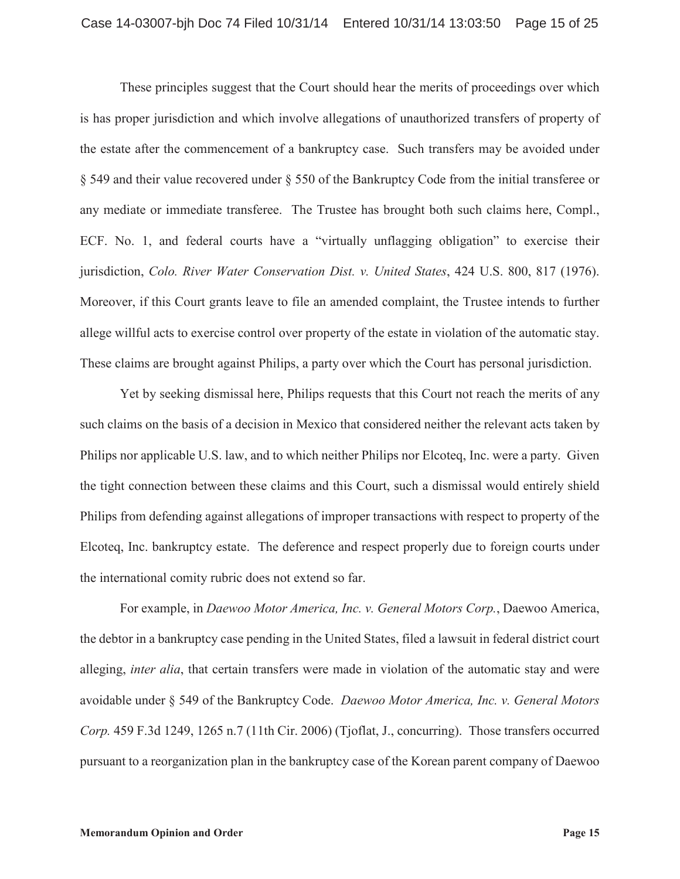These principles suggest that the Court should hear the merits of proceedings over which is has proper jurisdiction and which involve allegations of unauthorized transfers of property of the estate after the commencement of a bankruptcy case. Such transfers may be avoided under § 549 and their value recovered under § 550 of the Bankruptcy Code from the initial transferee or any mediate or immediate transferee. The Trustee has brought both such claims here, Compl., ECF. No. 1, and federal courts have a "virtually unflagging obligation" to exercise their jurisdiction, *Colo. River Water Conservation Dist. v. United States*, 424 U.S. 800, 817 (1976). Moreover, if this Court grants leave to file an amended complaint, the Trustee intends to further allege willful acts to exercise control over property of the estate in violation of the automatic stay. These claims are brought against Philips, a party over which the Court has personal jurisdiction.

Yet by seeking dismissal here, Philips requests that this Court not reach the merits of any such claims on the basis of a decision in Mexico that considered neither the relevant acts taken by Philips nor applicable U.S. law, and to which neither Philips nor Elcoteq, Inc. were a party. Given the tight connection between these claims and this Court, such a dismissal would entirely shield Philips from defending against allegations of improper transactions with respect to property of the Elcoteq, Inc. bankruptcy estate. The deference and respect properly due to foreign courts under the international comity rubric does not extend so far.

For example, in *Daewoo Motor America, Inc. v. General Motors Corp.*, Daewoo America, the debtor in a bankruptcy case pending in the United States, filed a lawsuit in federal district court alleging, *inter alia*, that certain transfers were made in violation of the automatic stay and were avoidable under § 549 of the Bankruptcy Code. *Daewoo Motor America, Inc. v. General Motors Corp.* 459 F.3d 1249, 1265 n.7 (11th Cir. 2006) (Tjoflat, J., concurring). Those transfers occurred pursuant to a reorganization plan in the bankruptcy case of the Korean parent company of Daewoo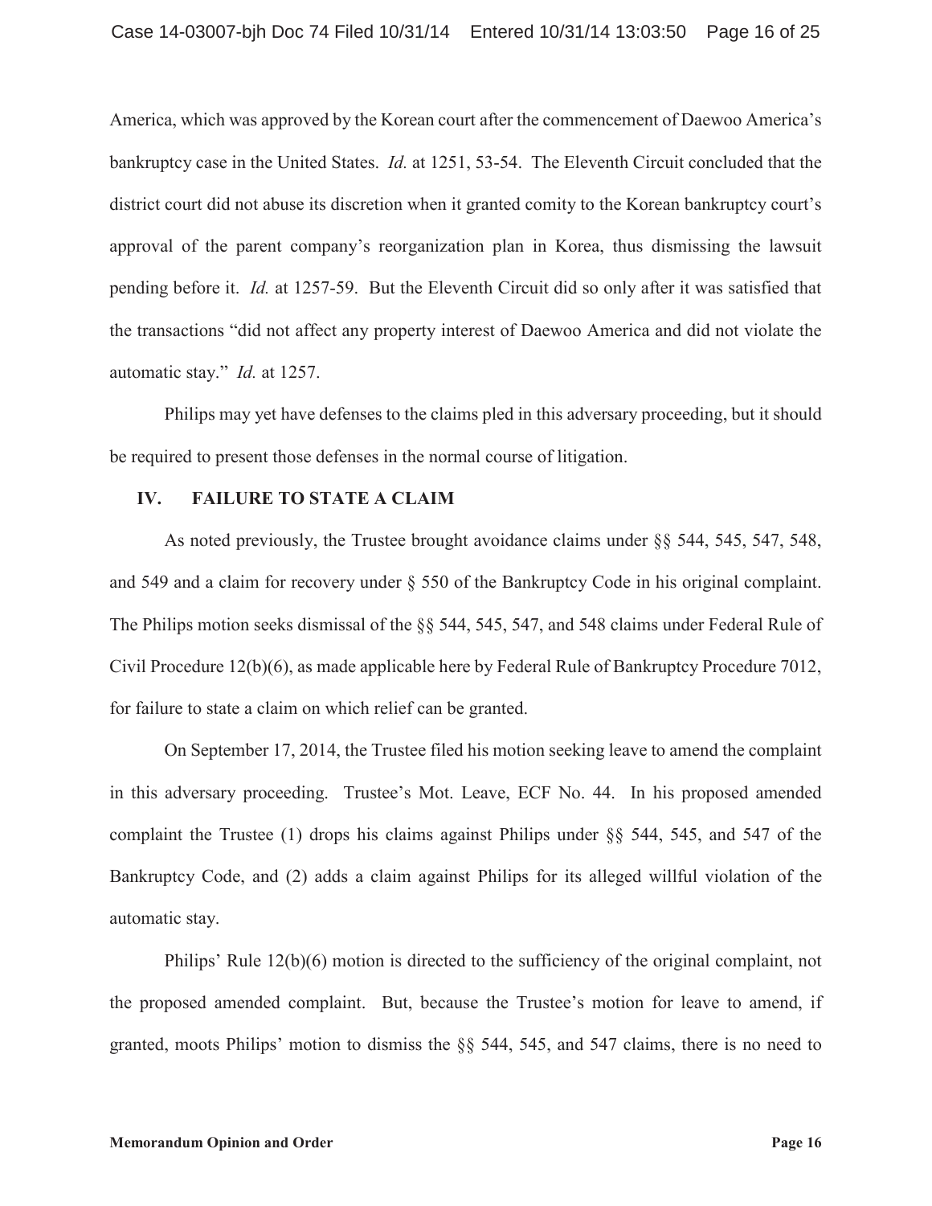America, which was approved by the Korean court after the commencement of Daewoo America's bankruptcy case in the United States. *Id.* at 1251, 53-54. The Eleventh Circuit concluded that the district court did not abuse its discretion when it granted comity to the Korean bankruptcy court's approval of the parent company's reorganization plan in Korea, thus dismissing the lawsuit pending before it. *Id.* at 1257-59. But the Eleventh Circuit did so only after it was satisfied that the transactions "did not affect any property interest of Daewoo America and did not violate the automatic stay." *Id.* at 1257.

Philips may yet have defenses to the claims pled in this adversary proceeding, but it should be required to present those defenses in the normal course of litigation.

## IV. FAILURE TO STATE A CLAIM

As noted previously, the Trustee brought avoidance claims under §§ 544, 545, 547, 548, and 549 and a claim for recovery under § 550 of the Bankruptcy Code in his original complaint. The Philips motion seeks dismissal of the §§ 544, 545, 547, and 548 claims under Federal Rule of Civil Procedure 12(b)(6), as made applicable here by Federal Rule of Bankruptcy Procedure 7012, for failure to state a claim on which relief can be granted.

On September 17, 2014, the Trustee filed his motion seeking leave to amend the complaint in this adversary proceeding. Trustee's Mot. Leave, ECF No. 44. In his proposed amended complaint the Trustee (1) drops his claims against Philips under §§ 544, 545, and 547 of the Bankruptcy Code, and (2) adds a claim against Philips for its alleged willful violation of the automatic stay.

Philips' Rule 12(b)(6) motion is directed to the sufficiency of the original complaint, not the proposed amended complaint. But, because the Trustee's motion for leave to amend, if granted, moots Philips' motion to dismiss the §§ 544, 545, and 547 claims, there is no need to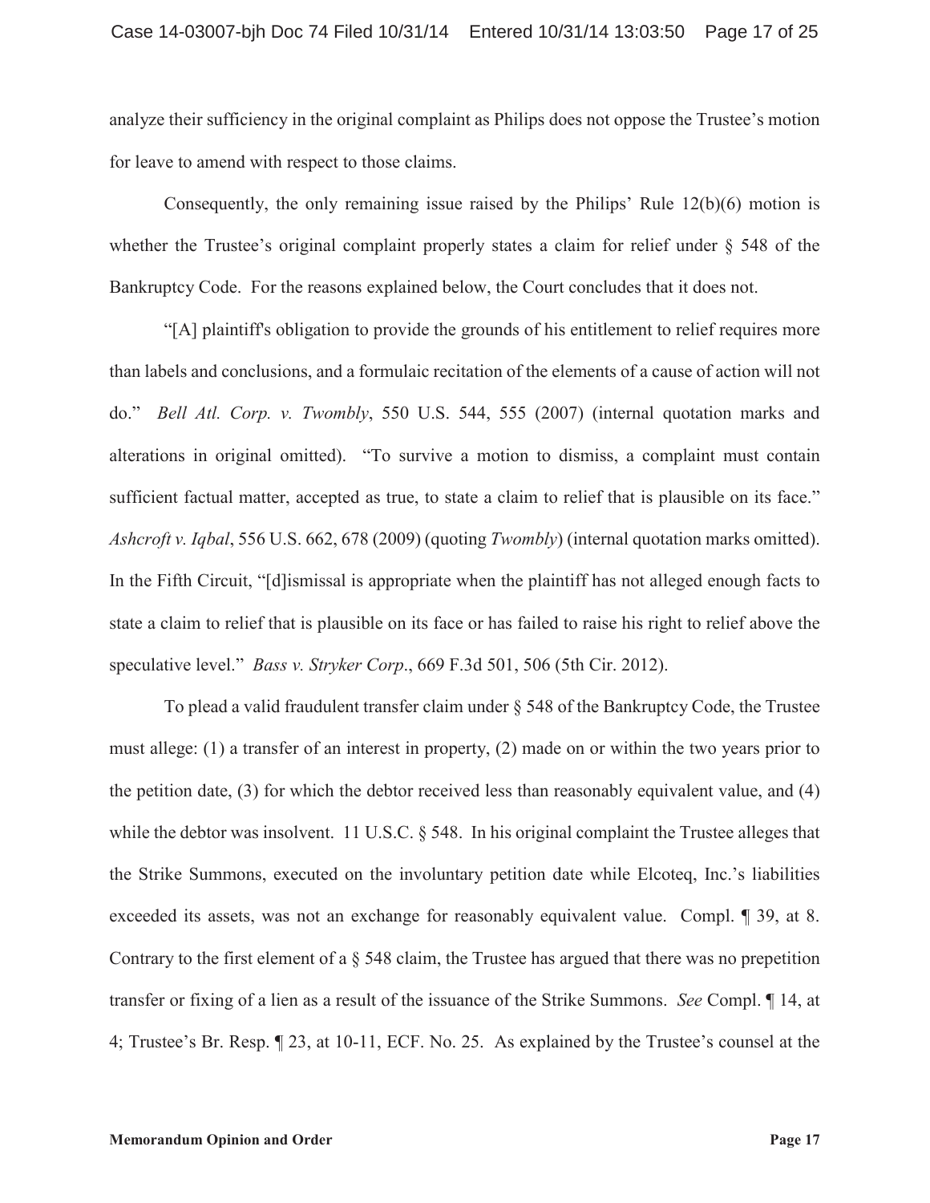analyze their sufficiency in the original complaint as Philips does not oppose the Trustee's motion for leave to amend with respect to those claims.

Consequently, the only remaining issue raised by the Philips' Rule 12(b)(6) motion is whether the Trustee's original complaint properly states a claim for relief under § 548 of the Bankruptcy Code. For the reasons explained below, the Court concludes that it does not.

"[A] plaintiff's obligation to provide the grounds of his entitlement to relief requires more than labels and conclusions, and a formulaic recitation of the elements of a cause of action will not do." *Bell Atl. Corp. v. Twombly*, 550 U.S. 544, 555 (2007) (internal quotation marks and alterations in original omitted). "To survive a motion to dismiss, a complaint must contain sufficient factual matter, accepted as true, to state a claim to relief that is plausible on its face." *Ashcroft v. Iqbal*, 556 U.S. 662, 678 (2009) (quoting *Twombly*) (internal quotation marks omitted). In the Fifth Circuit, "[d]ismissal is appropriate when the plaintiff has not alleged enough facts to state a claim to relief that is plausible on its face or has failed to raise his right to relief above the speculative level." *Bass v. Stryker Corp*., 669 F.3d 501, 506 (5th Cir. 2012).

To plead a valid fraudulent transfer claim under § 548 of the Bankruptcy Code, the Trustee must allege: (1) a transfer of an interest in property, (2) made on or within the two years prior to the petition date, (3) for which the debtor received less than reasonably equivalent value, and (4) while the debtor was insolvent. 11 U.S.C. § 548. In his original complaint the Trustee alleges that the Strike Summons, executed on the involuntary petition date while Elcoteq, Inc.'s liabilities exceeded its assets, was not an exchange for reasonably equivalent value. Compl. ¶ 39, at 8. Contrary to the first element of a § 548 claim, the Trustee has argued that there was no prepetition transfer or fixing of a lien as a result of the issuance of the Strike Summons. *See* Compl. ¶ 14, at 4; Trustee's Br. Resp. ¶ 23, at 10-11, ECF. No. 25. As explained by the Trustee's counsel at the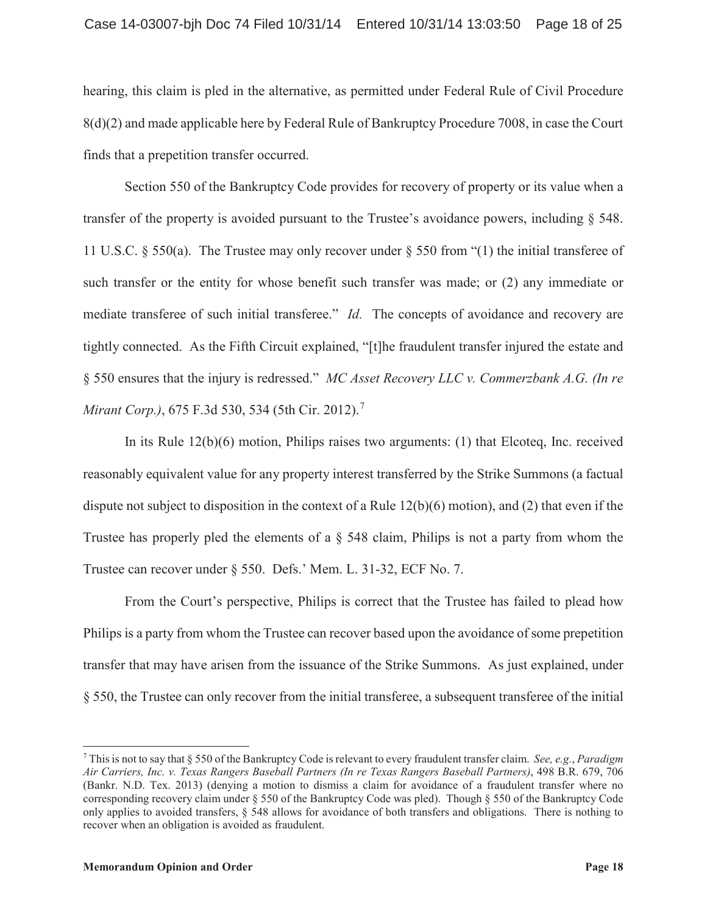hearing, this claim is pled in the alternative, as permitted under Federal Rule of Civil Procedure 8(d)(2) and made applicable here by Federal Rule of Bankruptcy Procedure 7008, in case the Court finds that a prepetition transfer occurred.

Section 550 of the Bankruptcy Code provides for recovery of property or its value when a transfer of the property is avoided pursuant to the Trustee's avoidance powers, including § 548. 11 U.S.C. § 550(a). The Trustee may only recover under § 550 from "(1) the initial transferee of such transfer or the entity for whose benefit such transfer was made; or (2) any immediate or mediate transferee of such initial transferee." *Id.* The concepts of avoidance and recovery are tightly connected. As the Fifth Circuit explained, "[t]he fraudulent transfer injured the estate and § 550 ensures that the injury is redressed." *MC Asset Recovery LLC v. Commerzbank A.G. (In re Mirant Corp.)*, 675 F.3d 530, 534 (5th Cir. 2012).[7]

In its Rule 12(b)(6) motion, Philips raises two arguments: (1) that Elcoteq, Inc. received reasonably equivalent value for any property interest transferred by the Strike Summons (a factual dispute not subject to disposition in the context of a Rule 12(b)(6) motion), and (2) that even if the Trustee has properly pled the elements of a § 548 claim, Philips is not a party from whom the Trustee can recover under § 550. Defs.' Mem. L. 31-32, ECF No. 7.

From the Court's perspective, Philips is correct that the Trustee has failed to plead how Philips is a party from whom the Trustee can recover based upon the avoidance of some prepetition transfer that may have arisen from the issuance of the Strike Summons. As just explained, under § 550, the Trustee can only recover from the initial transferee, a subsequent transferee of the initial

[7] This is not to say that § 550 of the Bankruptcy Code is relevant to every fraudulent transfer claim. *See, e.g.*, *Paradigm Air Carriers, Inc. v. Texas Rangers Baseball Partners (In re Texas Rangers Baseball Partners)*, 498 B.R. 679, 706 (Bankr. N.D. Tex. 2013) (denying a motion to dismiss a claim for avoidance of a fraudulent transfer where no corresponding recovery claim under § 550 of the Bankruptcy Code was pled). Though § 550 of the Bankruptcy Code only applies to avoided transfers, § 548 allows for avoidance of both transfers and obligations. There is nothing to recover when an obligation is avoided as fraudulent.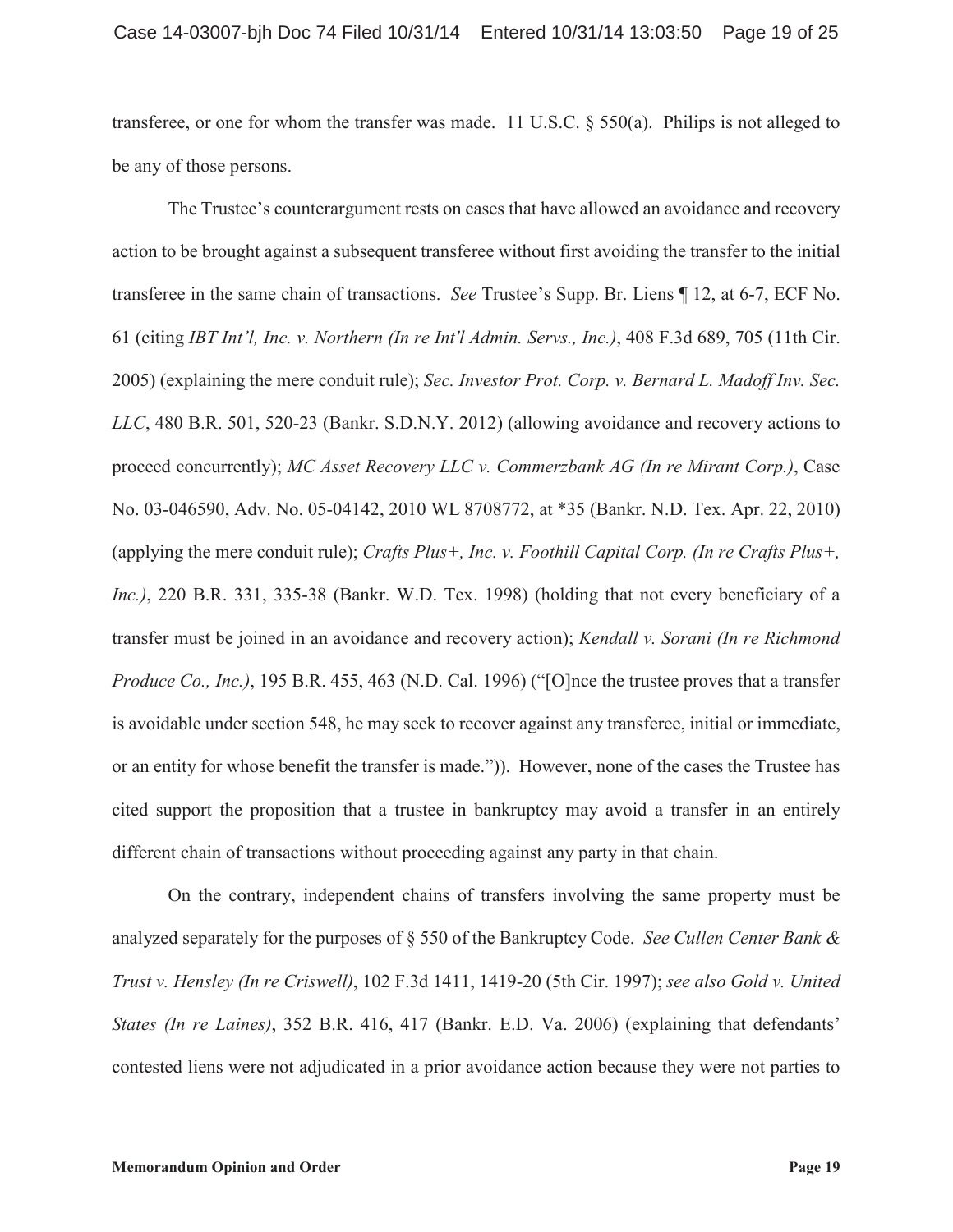transferee, or one for whom the transfer was made. 11 U.S.C. § 550(a). Philips is not alleged to be any of those persons.

The Trustee's counterargument rests on cases that have allowed an avoidance and recovery action to be brought against a subsequent transferee without first avoiding the transfer to the initial transferee in the same chain of transactions. *See* Trustee's Supp. Br. Liens ¶ 12, at 6-7, ECF No. 61 (citing *IBT Int'l, Inc. v. Northern (In re Int'l Admin. Servs., Inc.)*, 408 F.3d 689, 705 (11th Cir. 2005) (explaining the mere conduit rule); *Sec. Investor Prot. Corp. v. Bernard L. Madoff Inv. Sec. LLC*, 480 B.R. 501, 520-23 (Bankr. S.D.N.Y. 2012) (allowing avoidance and recovery actions to proceed concurrently); *MC Asset Recovery LLC v. Commerzbank AG (In re Mirant Corp.)*, Case No. 03-046590, Adv. No. 05-04142, 2010 WL 8708772, at *35 (Bankr. N.D. Tex. Apr. 22, 2010) (applying the mere conduit rule); *Crafts Plus+, Inc. v. Foothill Capital Corp. (In re Crafts Plus+, Inc.)*, 220 B.R. 331, 335-38 (Bankr. W.D. Tex. 1998) (holding that not every beneficiary of a transfer must be joined in an avoidance and recovery action); *Kendall v. Sorani (In re Richmond Produce Co., Inc.)*, 195 B.R. 455, 463 (N.D. Cal. 1996) ("[O]nce the trustee proves that a transfer is avoidable under section 548, he may seek to recover against any transferee, initial or immediate, or an entity for whose benefit the transfer is made.")). However, none of the cases the Trustee has cited support the proposition that a trustee in bankruptcy may avoid a transfer in an entirely different chain of transactions without proceeding against any party in that chain.

On the contrary, independent chains of transfers involving the same property must be analyzed separately for the purposes of § 550 of the Bankruptcy Code. *See Cullen Center Bank & Trust v. Hensley (In re Criswell)*, 102 F.3d 1411, 1419-20 (5th Cir. 1997); *see also Gold v. United States (In re Laines)*, 352 B.R. 416, 417 (Bankr. E.D. Va. 2006) (explaining that defendants' contested liens were not adjudicated in a prior avoidance action because they were not parties to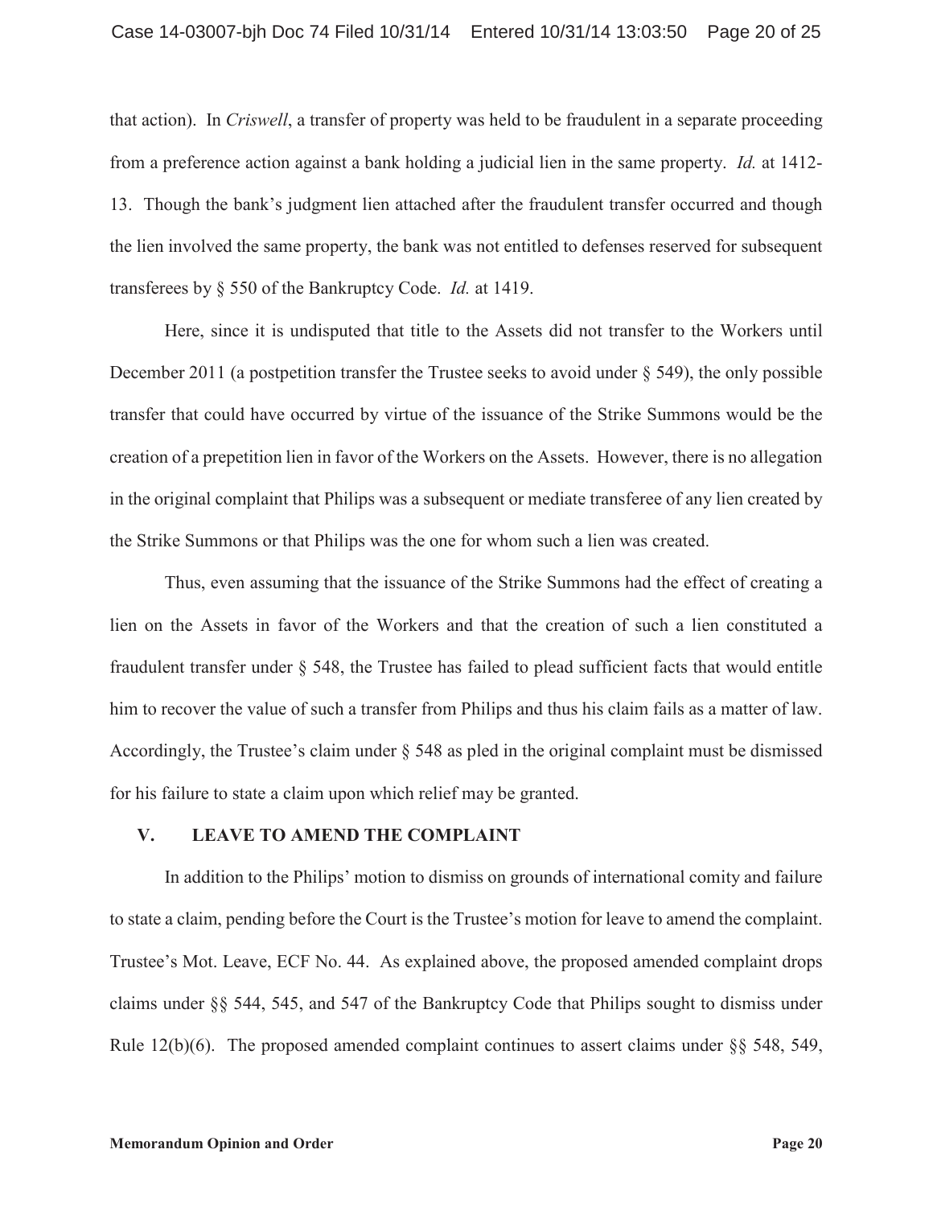that action). In *Criswell*, a transfer of property was held to be fraudulent in a separate proceeding from a preference action against a bank holding a judicial lien in the same property. *Id.* at 1412-13. Though the bank's judgment lien attached after the fraudulent transfer occurred and though the lien involved the same property, the bank was not entitled to defenses reserved for subsequent transferees by § 550 of the Bankruptcy Code. *Id.* at 1419.

Here, since it is undisputed that title to the Assets did not transfer to the Workers until December 2011 (a postpetition transfer the Trustee seeks to avoid under § 549), the only possible transfer that could have occurred by virtue of the issuance of the Strike Summons would be the creation of a prepetition lien in favor of the Workers on the Assets. However, there is no allegation in the original complaint that Philips was a subsequent or mediate transferee of any lien created by the Strike Summons or that Philips was the one for whom such a lien was created.

Thus, even assuming that the issuance of the Strike Summons had the effect of creating a lien on the Assets in favor of the Workers and that the creation of such a lien constituted a fraudulent transfer under § 548, the Trustee has failed to plead sufficient facts that would entitle him to recover the value of such a transfer from Philips and thus his claim fails as a matter of law. Accordingly, the Trustee's claim under § 548 as pled in the original complaint must be dismissed for his failure to state a claim upon which relief may be granted.

## V. LEAVE TO AMEND THE COMPLAINT

In addition to the Philips' motion to dismiss on grounds of international comity and failure to state a claim, pending before the Court is the Trustee's motion for leave to amend the complaint. Trustee's Mot. Leave, ECF No. 44. As explained above, the proposed amended complaint drops claims under §§ 544, 545, and 547 of the Bankruptcy Code that Philips sought to dismiss under Rule 12(b)(6). The proposed amended complaint continues to assert claims under §§ 548, 549,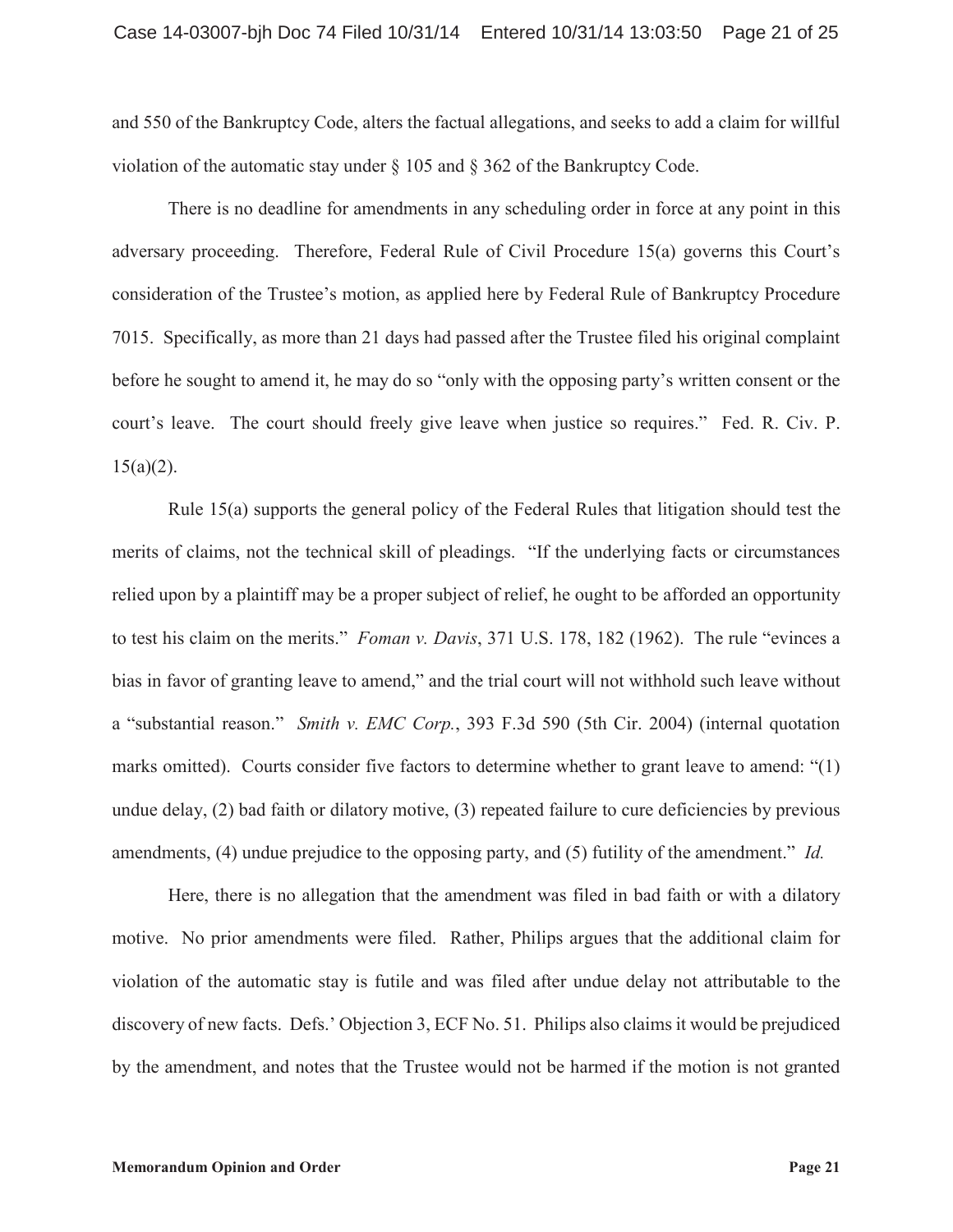and 550 of the Bankruptcy Code, alters the factual allegations, and seeks to add a claim for willful violation of the automatic stay under § 105 and § 362 of the Bankruptcy Code.

There is no deadline for amendments in any scheduling order in force at any point in this adversary proceeding. Therefore, Federal Rule of Civil Procedure 15(a) governs this Court's consideration of the Trustee's motion, as applied here by Federal Rule of Bankruptcy Procedure 7015. Specifically, as more than 21 days had passed after the Trustee filed his original complaint before he sought to amend it, he may do so "only with the opposing party's written consent or the court's leave. The court should freely give leave when justice so requires." Fed. R. Civ. P. 15(a)(2).

Rule 15(a) supports the general policy of the Federal Rules that litigation should test the merits of claims, not the technical skill of pleadings. "If the underlying facts or circumstances relied upon by a plaintiff may be a proper subject of relief, he ought to be afforded an opportunity to test his claim on the merits." *Foman v. Davis*, 371 U.S. 178, 182 (1962). The rule "evinces a bias in favor of granting leave to amend," and the trial court will not withhold such leave without a "substantial reason." *Smith v. EMC Corp.*, 393 F.3d 590 (5th Cir. 2004) (internal quotation marks omitted). Courts consider five factors to determine whether to grant leave to amend: "(1) undue delay, (2) bad faith or dilatory motive, (3) repeated failure to cure deficiencies by previous amendments, (4) undue prejudice to the opposing party, and (5) futility of the amendment." *Id.*

Here, there is no allegation that the amendment was filed in bad faith or with a dilatory motive. No prior amendments were filed. Rather, Philips argues that the additional claim for violation of the automatic stay is futile and was filed after undue delay not attributable to the discovery of new facts. Defs.' Objection 3, ECF No. 51. Philips also claims it would be prejudiced by the amendment, and notes that the Trustee would not be harmed if the motion is not granted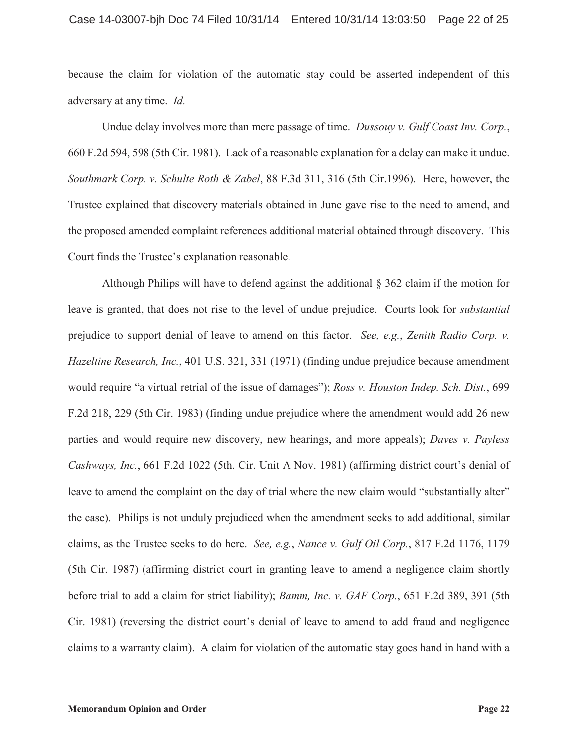because the claim for violation of the automatic stay could be asserted independent of this adversary at any time. *Id.*

Undue delay involves more than mere passage of time. *Dussouy v. Gulf Coast Inv. Corp.*, 660 F.2d 594, 598 (5th Cir. 1981). Lack of a reasonable explanation for a delay can make it undue. *Southmark Corp. v. Schulte Roth & Zabel*, 88 F.3d 311, 316 (5th Cir.1996). Here, however, the Trustee explained that discovery materials obtained in June gave rise to the need to amend, and the proposed amended complaint references additional material obtained through discovery. This Court finds the Trustee's explanation reasonable.

Although Philips will have to defend against the additional § 362 claim if the motion for leave is granted, that does not rise to the level of undue prejudice. Courts look for *substantial* prejudice to support denial of leave to amend on this factor. *See, e.g.*, *Zenith Radio Corp. v. Hazeltine Research, Inc.*, 401 U.S. 321, 331 (1971) (finding undue prejudice because amendment would require "a virtual retrial of the issue of damages"); *Ross v. Houston Indep. Sch. Dist.*, 699 F.2d 218, 229 (5th Cir. 1983) (finding undue prejudice where the amendment would add 26 new parties and would require new discovery, new hearings, and more appeals); *Daves v. Payless Cashways, Inc.*, 661 F.2d 1022 (5th. Cir. Unit A Nov. 1981) (affirming district court's denial of leave to amend the complaint on the day of trial where the new claim would "substantially alter" the case). Philips is not unduly prejudiced when the amendment seeks to add additional, similar claims, as the Trustee seeks to do here. *See, e.g.*, *Nance v. Gulf Oil Corp.*, 817 F.2d 1176, 1179 (5th Cir. 1987) (affirming district court in granting leave to amend a negligence claim shortly before trial to add a claim for strict liability); *Bamm, Inc. v. GAF Corp.*, 651 F.2d 389, 391 (5th Cir. 1981) (reversing the district court's denial of leave to amend to add fraud and negligence claims to a warranty claim). A claim for violation of the automatic stay goes hand in hand with a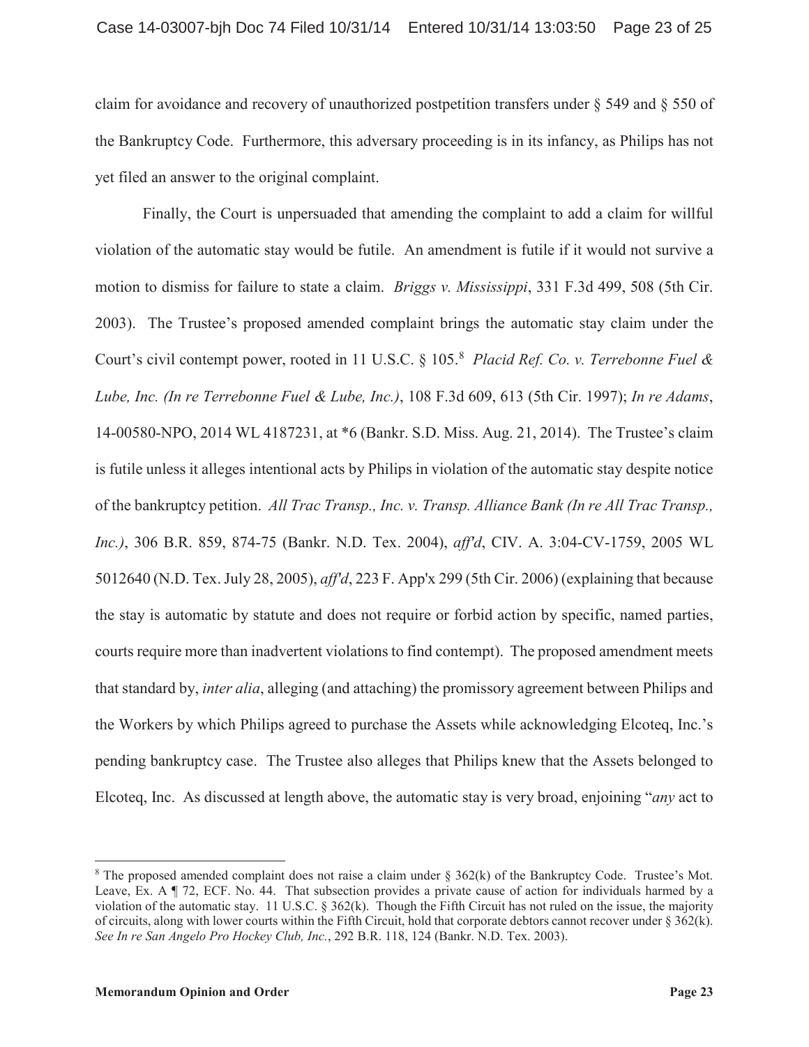claim for avoidance and recovery of unauthorized postpetition transfers under § 549 and § 550 of the Bankruptcy Code. Furthermore, this adversary proceeding is in its infancy, as Philips has not yet filed an answer to the original complaint.

Finally, the Court is unpersuaded that amending the complaint to add a claim for willful violation of the automatic stay would be futile. An amendment is futile if it would not survive a motion to dismiss for failure to state a claim. *Briggs v. Mississippi*, 331 F.3d 499, 508 (5th Cir. 2003). The Trustee's proposed amended complaint brings the automatic stay claim under the Court's civil contempt power, rooted in 11 U.S.C. § 105.[8] *Placid Ref. Co. v. Terrebonne Fuel & Lube, Inc. (In re Terrebonne Fuel & Lube, Inc.)*, 108 F.3d 609, 613 (5th Cir. 1997); *In re Adams*, 14-00580-NPO, 2014 WL 4187231, at *6 (Bankr. S.D. Miss. Aug. 21, 2014). The Trustee's claim is futile unless it alleges intentional acts by Philips in violation of the automatic stay despite notice of the bankruptcy petition. *All Trac Transp., Inc. v. Transp. Alliance Bank (In re All Trac Transp., Inc.)*, 306 B.R. 859, 874-75 (Bankr. N.D. Tex. 2004), *aff'd*, CIV. A. 3:04-CV-1759, 2005 WL 5012640 (N.D. Tex. July 28, 2005), *aff'd*, 223 F. App'x 299 (5th Cir. 2006) (explaining that because the stay is automatic by statute and does not require or forbid action by specific, named parties, courts require more than inadvertent violations to find contempt). The proposed amendment meets that standard by, *inter alia*, alleging (and attaching) the promissory agreement between Philips and the Workers by which Philips agreed to purchase the Assets while acknowledging Elcoteq, Inc.'s pending bankruptcy case. The Trustee also alleges that Philips knew that the Assets belonged to Elcoteq, Inc. As discussed at length above, the automatic stay is very broad, enjoining "*any* act to

---

[8] The proposed amended complaint does not raise a claim under § 362(k) of the Bankruptcy Code. Trustee's Mot. Leave, Ex. A ¶ 72, ECF. No. 44. That subsection provides a private cause of action for individuals harmed by a violation of the automatic stay. 11 U.S.C. § 362(k). Though the Fifth Circuit has not ruled on the issue, the majority of circuits, along with lower courts within the Fifth Circuit, hold that corporate debtors cannot recover under § 362(k). *See In re San Angelo Pro Hockey Club, Inc.*, 292 B.R. 118, 124 (Bankr. N.D. Tex. 2003).

**Memorandum Opinion and Order**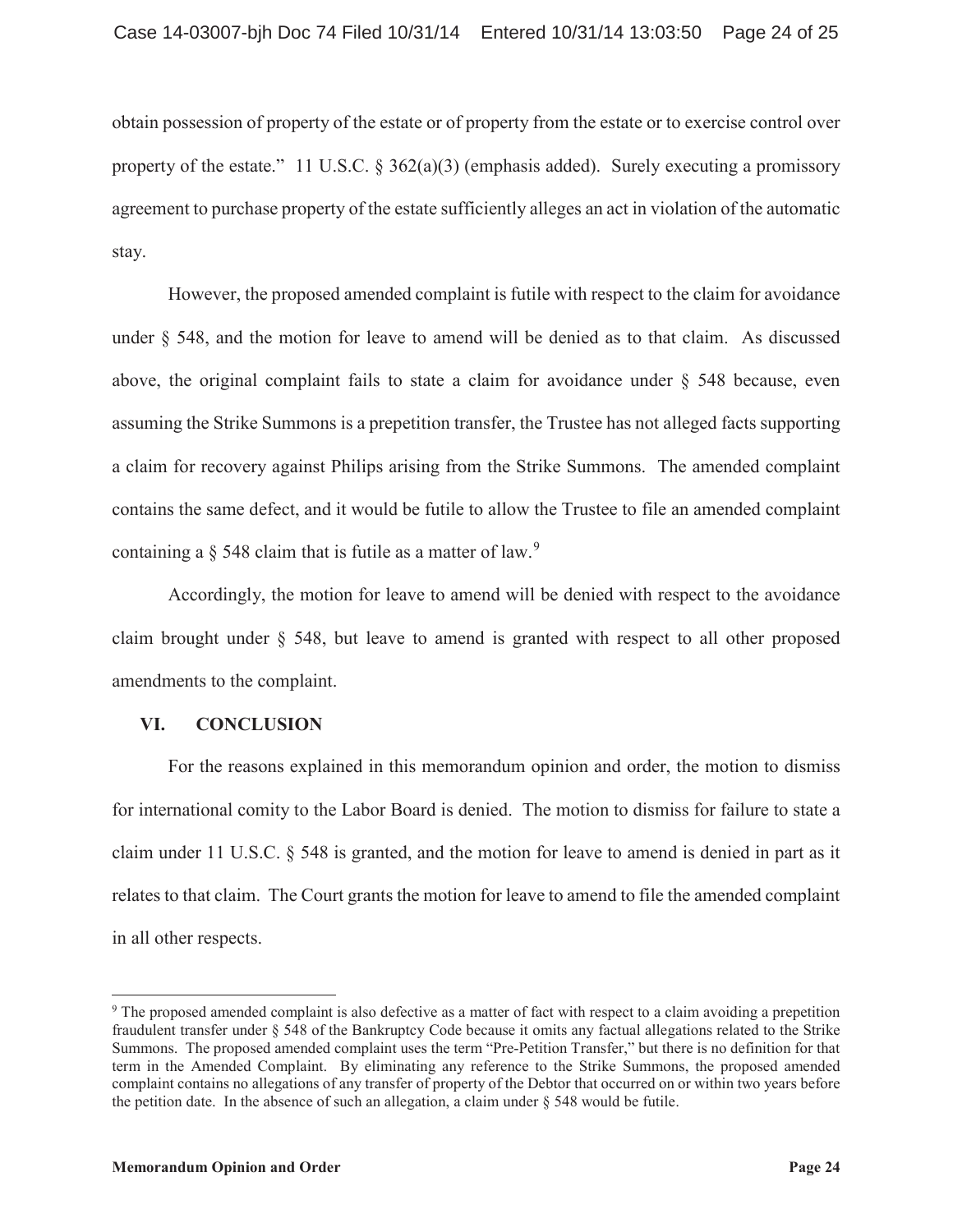obtain possession of property of the estate or of property from the estate or to exercise control over property of the estate." 11 U.S.C. § 362(a)(3) (emphasis added). Surely executing a promissory agreement to purchase property of the estate sufficiently alleges an act in violation of the automatic stay.

However, the proposed amended complaint is futile with respect to the claim for avoidance under § 548, and the motion for leave to amend will be denied as to that claim. As discussed above, the original complaint fails to state a claim for avoidance under § 548 because, even assuming the Strike Summons is a prepetition transfer, the Trustee has not alleged facts supporting a claim for recovery against Philips arising from the Strike Summons. The amended complaint contains the same defect, and it would be futile to allow the Trustee to file an amended complaint containing a § 548 claim that is futile as a matter of law.[9]

Accordingly, the motion for leave to amend will be denied with respect to the avoidance claim brought under § 548, but leave to amend is granted with respect to all other proposed amendments to the complaint.

## VI. CONCLUSION

For the reasons explained in this memorandum opinion and order, the motion to dismiss for international comity to the Labor Board is denied. The motion to dismiss for failure to state a claim under 11 U.S.C. § 548 is granted, and the motion for leave to amend is denied in part as it relates to that claim. The Court grants the motion for leave to amend to file the amended complaint in all other respects.

---

[9] The proposed amended complaint is also defective as a matter of fact with respect to a claim avoiding a prepetition fraudulent transfer under § 548 of the Bankruptcy Code because it omits any factual allegations related to the Strike Summons. The proposed amended complaint uses the term "Pre-Petition Transfer," but there is no definition for that term in the Amended Complaint. By eliminating any reference to the Strike Summons, the proposed amended complaint contains no allegations of any transfer of property of the Debtor that occurred on or within two years before the petition date. In the absence of such an allegation, a claim under § 548 would be futile.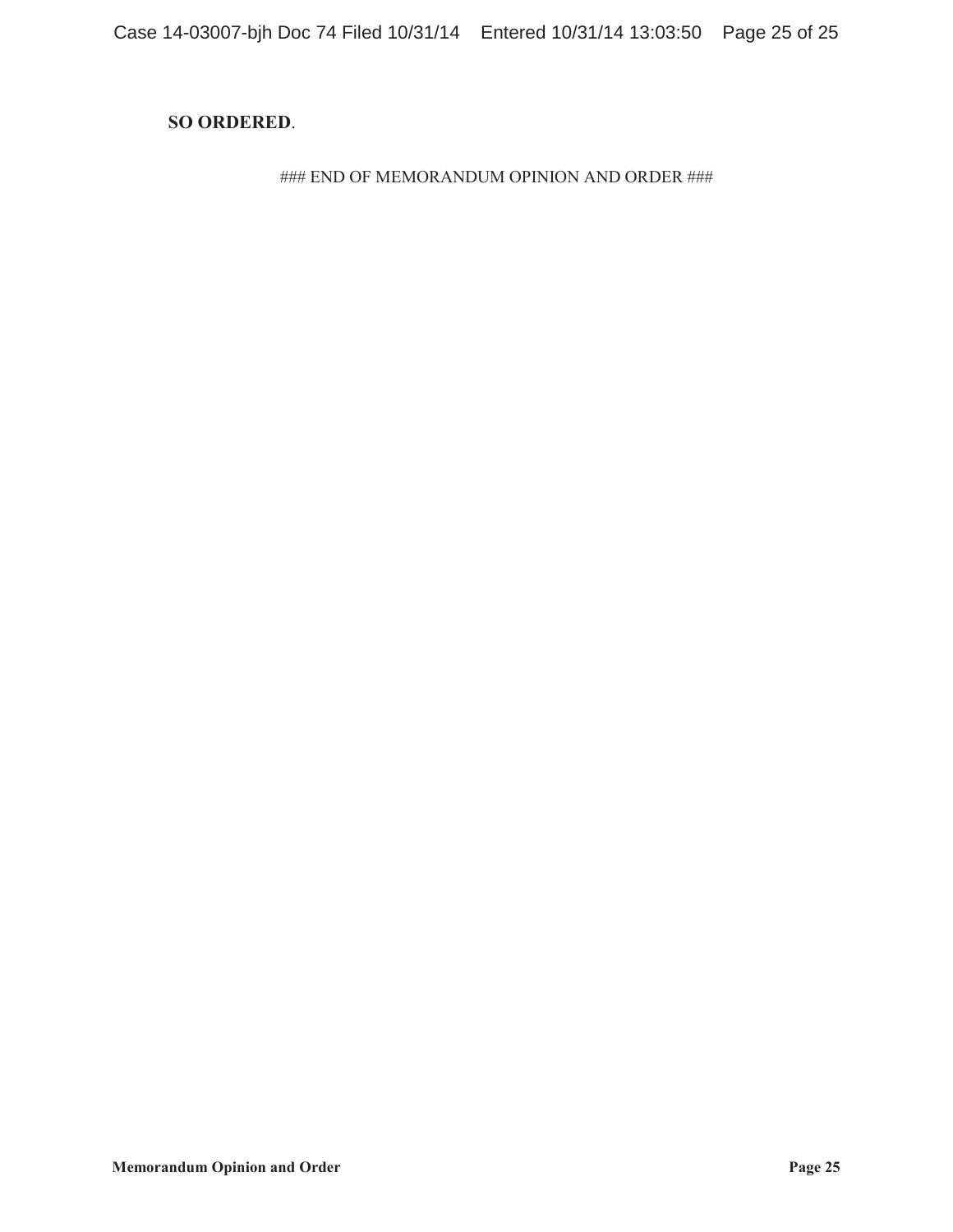**SO ORDERED**.

### END OF MEMORANDUM OPINION AND ORDER ###